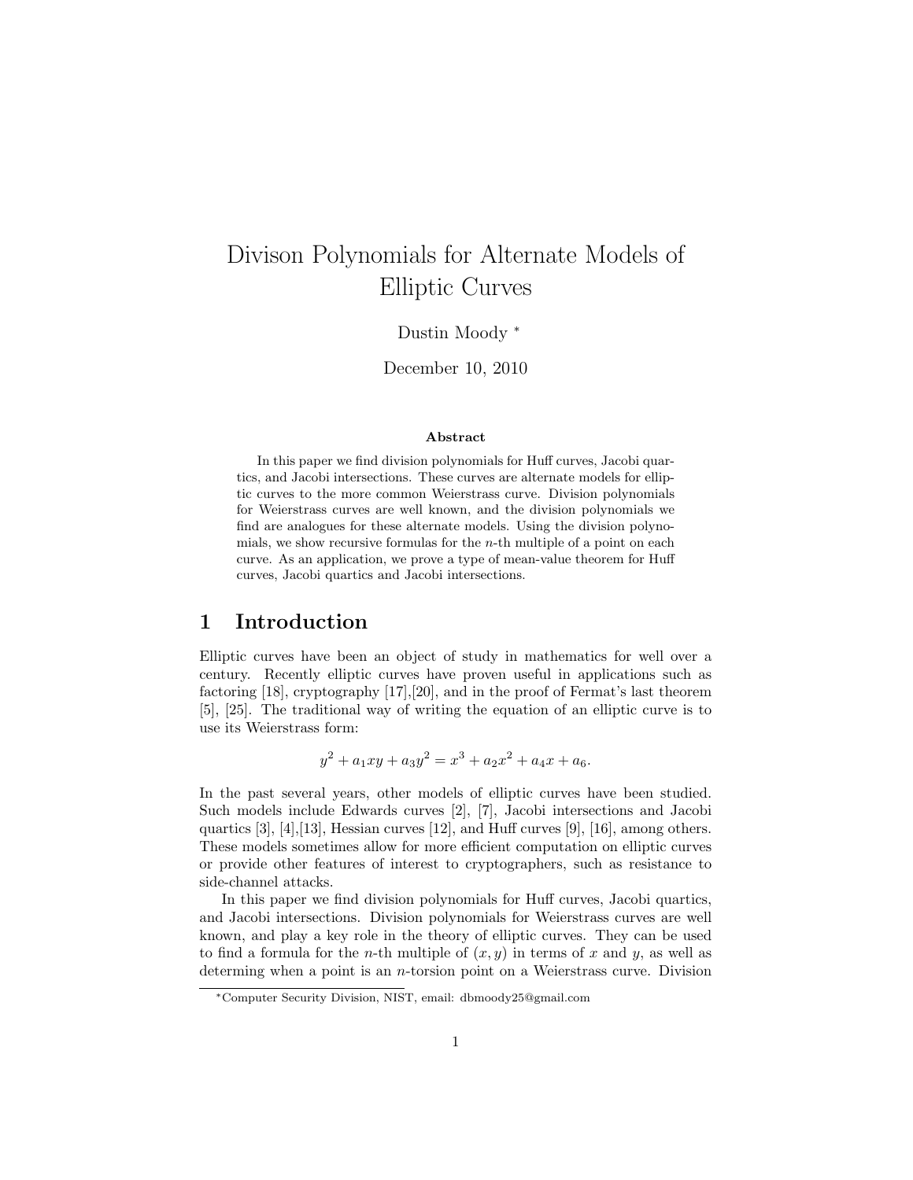# Divison Polynomials for Alternate Models of Elliptic Curves

Dustin Moody *

December 10, 2010

**Abstract**

In this paper we find division polynomials for Huff curves, Jacobi quartics, and Jacobi intersections. These curves are alternate models for elliptic curves to the more common Weierstrass curve. Division polynomials for Weierstrass curves are well known, and the division polynomials we find are analogues for these alternate models. Using the division polynomials, we show recursive formulas for the $n$-th multiple of a point on each curve. As an application, we prove a type of mean-value theorem for Huff curves, Jacobi quartics and Jacobi intersections.

## 1 Introduction

Elliptic curves have been an object of study in mathematics for well over a century. Recently elliptic curves have proven useful in applications such as factoring [18], cryptography [17],[20], and in the proof of Fermat's last theorem [5], [25]. The traditional way of writing the equation of an elliptic curve is to use its Weierstrass form:

$$y^2 + a_1xy + a_3y^2 = x^3 + a_2x^2 + a_4x + a_6.$$

In the past several years, other models of elliptic curves have been studied. Such models include Edwards curves [2], [7], Jacobi intersections and Jacobi quartics [3], [4],[13], Hessian curves [12], and Huff curves [9], [16], among others. These models sometimes allow for more efficient computation on elliptic curves or provide other features of interest to cryptographers, such as resistance to side-channel attacks.

In this paper we find division polynomials for Huff curves, Jacobi quartics, and Jacobi intersections. Division polynomials for Weierstrass curves are well known, and play a key role in the theory of elliptic curves. They can be used to find a formula for the $n$-th multiple of $(x, y)$ in terms of $x$ and $y$, as well as determing when a point is an $n$-torsion point on a Weierstrass curve. Division

*Computer Security Division, NIST, email: dbmoody25@gmail.com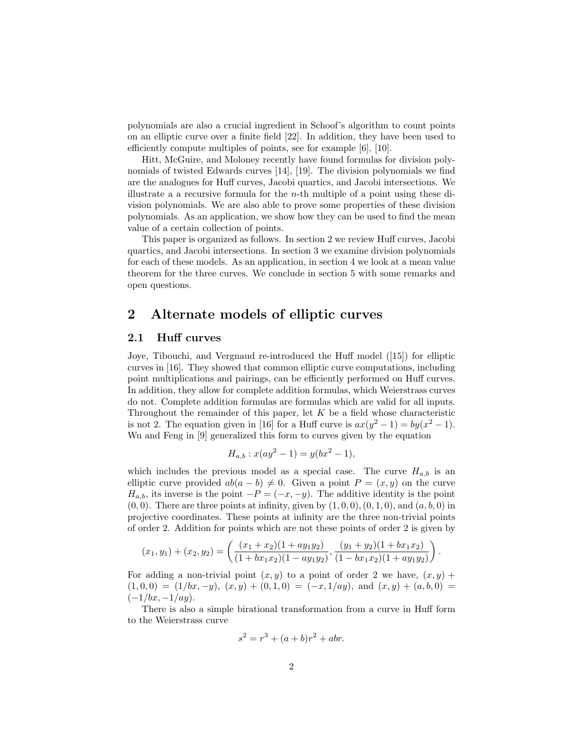polynomials are also a crucial ingredient in Schoof's algorithm to count points on an elliptic curve over a finite field [22]. In addition, they have been used to efficiently compute multiples of points, see for example [6], [10].

Hitt, McGuire, and Moloney recently have found formulas for division polynomials of twisted Edwards curves [14], [19]. The division polynomials we find are the analogues for Huff curves, Jacobi quartics, and Jacobi intersections. We illustrate a a recursive formula for the $n$-th multiple of a point using these division polynomials. We are also able to prove some properties of these division polynomials. As an application, we show how they can be used to find the mean value of a certain collection of points.

This paper is organized as follows. In section 2 we review Huff curves, Jacobi quartics, and Jacobi intersections. In section 3 we examine division polynomials for each of these models. As an application, in section 4 we look at a mean value theorem for the three curves. We conclude in section 5 with some remarks and open questions.

## 2 Alternate models of elliptic curves

### 2.1 Huff curves

Joye, Tibouchi, and Vergnaud re-introduced the Huff model ([15]) for elliptic curves in [16]. They showed that common elliptic curve computations, including point multiplications and pairings, can be efficiently performed on Huff curves. In addition, they allow for complete addition formulas, which Weierstrass curves do not. Complete addition formulas are formulas which are valid for all inputs. Throughout the remainder of this paper, let $K$ be a field whose characteristic is not 2. The equation given in [16] for a Huff curve is $ax(y^2-1) = by(x^2-1)$. Wu and Feng in [9] generalized this form to curves given by the equation

$$H_{a,b} : x(ay^2 - 1) = y(bx^2 - 1),$$

which includes the previous model as a special case. The curve $H_{a,b}$ is an elliptic curve provided $ab(a-b) \neq 0$. Given a point $P = (x, y)$ on the curve $H_{a,b}$, its inverse is the point $-P = (-x, -y)$. The additive identity is the point $(0, 0)$. There are three points at infinity, given by $(1, 0, 0)$, $(0, 1, 0)$, and $(a, b, 0)$ in projective coordinates. These points at infinity are the three non-trivial points of order 2. Addition for points which are not these points of order 2 is given by

$$(x_1, y_1) + (x_2, y_2) = \left( \frac{(x_1 + x_2)(1 + ay_1y_2)}{(1 + bx_1x_2)(1 - ay_1y_2)}, \frac{(y_1 + y_2)(1 + bx_1x_2)}{(1 - bx_1x_2)(1 + ay_1y_2)} \right).$$

For adding a non-trivial point $(x, y)$ to a point of order 2 we have, $(x, y) + (1, 0, 0) = (1/bx, -y)$, $(x, y) + (0, 1, 0) = (-x, 1/ay)$, and $(x, y) + (a, b, 0) = (-1/bx, -1/ay)$.

There is also a simple birational transformation from a curve in Huff form to the Weierstrass curve

$$s^2 = r^3 + (a + b)r^2 + abr.$$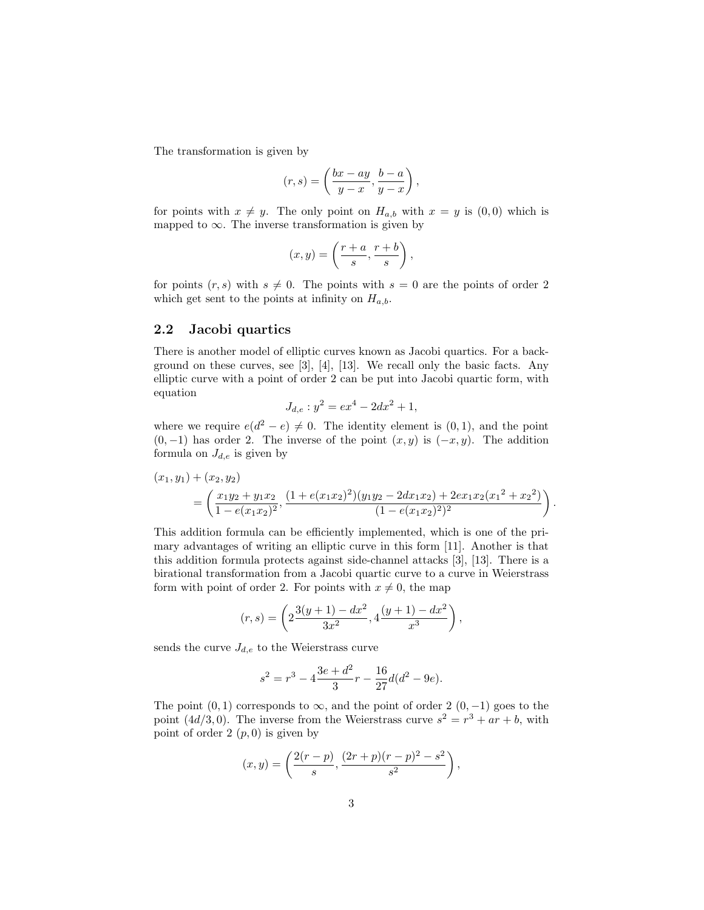The transformation is given by

$$(r, s) = \left( \frac{bx - ay}{y - x}, \frac{b - a}{y - x} \right),$$

for points with $x \neq y$. The only point on $H_{a,b}$ with $x = y$ is $(0, 0)$ which is mapped to $\infty$. The inverse transformation is given by

$$(x, y) = \left( \frac{r + a}{s}, \frac{r + b}{s} \right),$$

for points $(r, s)$ with $s \neq 0$. The points with $s = 0$ are the points of order 2 which get sent to the points at infinity on $H_{a,b}$.

## 2.2 Jacobi quartics

There is another model of elliptic curves known as Jacobi quartics. For a background on these curves, see [3], [4], [13]. We recall only the basic facts. Any elliptic curve with a point of order 2 can be put into Jacobi quartic form, with equation

$$J_{d,e} : y^2 = ex^4 - 2dx^2 + 1,$$

where we require $e(d^2 - e) \neq 0$. The identity element is $(0, 1)$, and the point $(0, -1)$ has order 2. The inverse of the point $(x, y)$ is $(-x, y)$. The addition formula on $J_{d,e}$ is given by

$$\begin{aligned}
&(x_1, y_1) + (x_2, y_2) \\
&\quad = \left( \frac{x_1 y_2 + y_1 x_2}{1 - e(x_1 x_2)^2}, \frac{(1 + e(x_1 x_2)^2)(y_1 y_2 - 2d x_1 x_2) + 2e x_1 x_2 ({x_1}^2 + {x_2}^2)}{(1 - e(x_1 x_2)^2)^2} \right).
\end{aligned}$$

This addition formula can be efficiently implemented, which is one of the primary advantages of writing an elliptic curve in this form [11]. Another is that this addition formula protects against side-channel attacks [3], [13]. There is a birational transformation from a Jacobi quartic curve to a curve in Weierstrass form with point of order 2. For points with $x \neq 0$, the map

$$(r, s) = \left( 2\frac{3(y + 1) - dx^2}{3x^2}, 4\frac{(y + 1) - dx^2}{x^3} \right),$$

sends the curve $J_{d,e}$ to the Weierstrass curve

$$s^2 = r^3 - 4\frac{3e + d^2}{3} r - \frac{16}{27} d(d^2 - 9e).$$

The point $(0, 1)$ corresponds to $\infty$, and the point of order 2 $(0, -1)$ goes to the point $(4d/3, 0)$. The inverse from the Weierstrass curve $s^2 = r^3 + ar + b$, with point of order 2 $(p, 0)$ is given by

$$(x, y) = \left( \frac{2(r - p)}{s}, \frac{(2r + p)(r - p)^2 - s^2}{s^2} \right),$$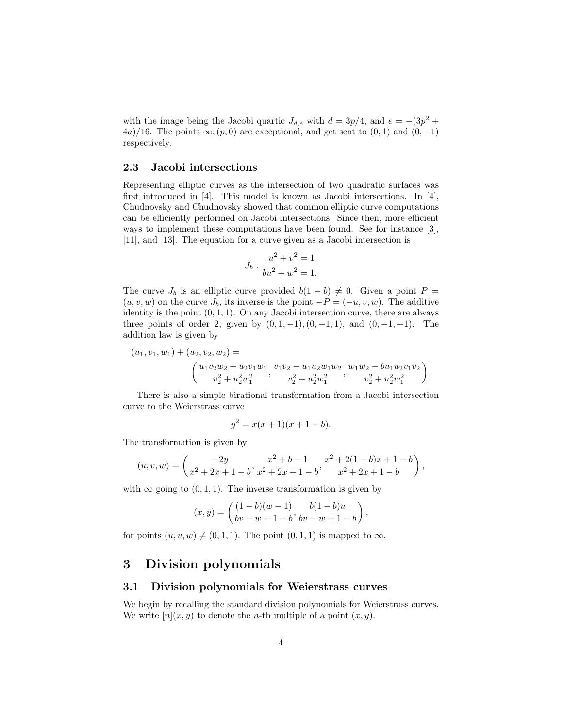with the image being the Jacobi quartic $J_{d,e}$ with $d = 3p/4$, and $e = -(3p^2 + 4a)/16$. The points $\infty, (p, 0)$ are exceptional, and get sent to $(0, 1)$ and $(0, -1)$ respectively.

### 2.3 Jacobi intersections

Representing elliptic curves as the intersection of two quadratic surfaces was first introduced in [4]. This model is known as Jacobi intersections. In [4], Chudnovsky and Chudnovsky showed that common elliptic curve computations can be efficiently performed on Jacobi intersections. Since then, more efficient ways to implement these computations have been found. See for instance [3], [11], and [13]. The equation for a curve given as a Jacobi intersection is

$$J_b : \begin{array}{c} u^2 + v^2 = 1 \\ bu^2 + w^2 = 1. \end{array}$$

The curve $J_b$ is an elliptic curve provided $b(1 - b) \neq 0$. Given a point $P = (u, v, w)$ on the curve $J_b$, its inverse is the point $-P = (-u, v, w)$. The additive identity is the point $(0, 1, 1)$. On any Jacobi intersection curve, there are always three points of order 2, given by $(0, 1, -1), (0, -1, 1)$, and $(0, -1, -1)$. The addition law is given by

$$(u_1, v_1, w_1) + (u_2, v_2, w_2) = \left( \frac{u_1 v_2 w_2 + u_2 v_1 w_1}{v_2^2 + u_2^2 w_1^2}, \frac{v_1 v_2 - u_1 u_2 w_1 w_2}{v_2^2 + u_2^2 w_1^2}, \frac{w_1 w_2 - b u_1 u_2 v_1 v_2}{v_2^2 + u_2^2 w_1^2} \right).$$

There is also a simple birational transformation from a Jacobi intersection curve to the Weierstrass curve

$$y^2 = x(x + 1)(x + 1 - b).$$

The transformation is given by

$$(u, v, w) = \left( \frac{-2y}{x^2 + 2x + 1 - b}, \frac{x^2 + b - 1}{x^2 + 2x + 1 - b}, \frac{x^2 + 2(1 - b)x + 1 - b}{x^2 + 2x + 1 - b} \right),$$

with $\infty$ going to $(0, 1, 1)$. The inverse transformation is given by

$$(x, y) = \left( \frac{(1 - b)(w - 1)}{bv - w + 1 - b}, \frac{b(1 - b)u}{bv - w + 1 - b} \right),$$

for points $(u, v, w) \neq (0, 1, 1)$. The point $(0, 1, 1)$ is mapped to $\infty$.

## 3 Division polynomials

### 3.1 Division polynomials for Weierstrass curves

We begin by recalling the standard division polynomials for Weierstrass curves. We write $[n](x, y)$ to denote the $n$-th multiple of a point $(x, y)$.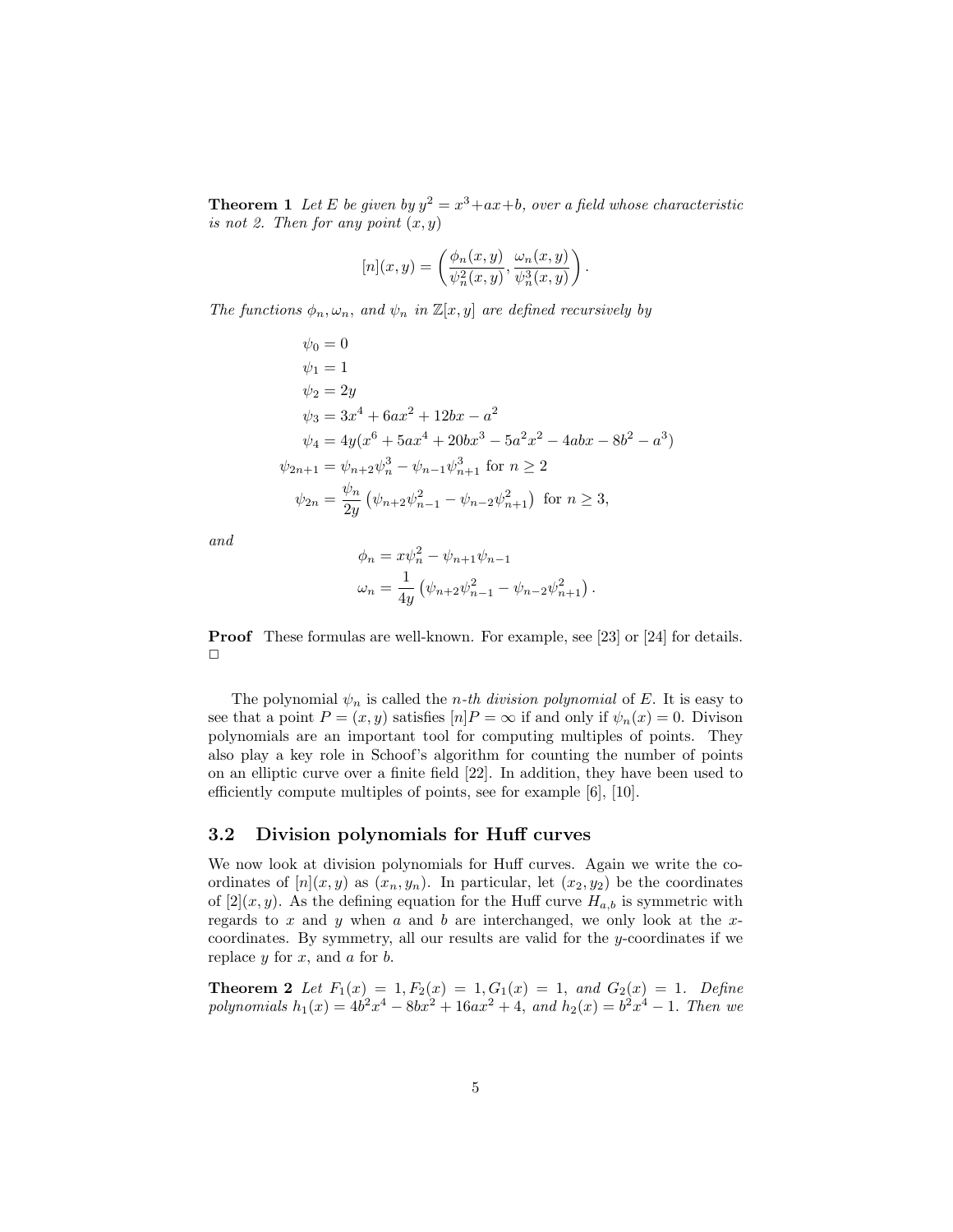**Theorem 1** *Let $E$ be given by $y^2 = x^3 + ax + b$, over a field whose characteristic is not 2. Then for any point $(x, y)$*

$$[n](x, y) = \left( \frac{\phi_n(x, y)}{\psi_n^2(x, y)}, \frac{\omega_n(x, y)}{\psi_n^3(x, y)} \right).$$

*The functions $\phi_n, \omega_n$, and $\psi_n$ in $\mathbb{Z}[x, y]$ are defined recursively by*

$$\begin{aligned}
\psi_0 &= 0 \\
\psi_1 &= 1 \\
\psi_2 &= 2y \\
\psi_3 &= 3x^4 + 6ax^2 + 12bx - a^2 \\
\psi_4 &= 4y(x^6 + 5ax^4 + 20bx^3 - 5a^2x^2 - 4abx - 8b^2 - a^3) \\
\psi_{2n+1} &= \psi_{n+2}\psi_n^3 - \psi_{n-1}\psi_{n+1}^3 \text{ for } n \geq 2 \\
\psi_{2n} &= \frac{\psi_n}{2y} \left( \psi_{n+2}\psi_{n-1}^2 - \psi_{n-2}\psi_{n+1}^2 \right) \text{ for } n \geq 3,
\end{aligned}$$

*and*

$$\begin{aligned}
\phi_n &= x\psi_n^2 - \psi_{n+1}\psi_{n-1} \\
\omega_n &= \frac{1}{4y} \left( \psi_{n+2}\psi_{n-1}^2 - \psi_{n-2}\psi_{n+1}^2 \right).
\end{aligned}$$

**Proof** These formulas are well-known. For example, see [23] or [24] for details. □

The polynomial $\psi_n$ is called the *n-th division polynomial* of $E$. It is easy to see that a point $P = (x, y)$ satisfies $[n]P = \infty$ if and only if $\psi_n(x) = 0$. Divison polynomials are an important tool for computing multiples of points. They also play a key role in Schoof's algorithm for counting the number of points on an elliptic curve over a finite field [22]. In addition, they have been used to efficiently compute multiples of points, see for example [6], [10].

## 3.2 Division polynomials for Huff curves

We now look at division polynomials for Huff curves. Again we write the coordinates of $[n](x, y)$ as $(x_n, y_n)$. In particular, let $(x_2, y_2)$ be the coordinates of $[2](x, y)$. As the defining equation for the Huff curve $H_{a,b}$ is symmetric with regards to $x$ and $y$ when $a$ and $b$ are interchanged, we only look at the $x$-coordinates. By symmetry, all our results are valid for the $y$-coordinates if we replace $y$ for $x$, and $a$ for $b$.

**Theorem 2** *Let $F_1(x) = 1, F_2(x) = 1, G_1(x) = 1$, and $G_2(x) = 1$. Define polynomials $h_1(x) = 4b^2x^4 - 8bx^2 + 16ax^2 + 4$, and $h_2(x) = b^2x^4 - 1$. Then we*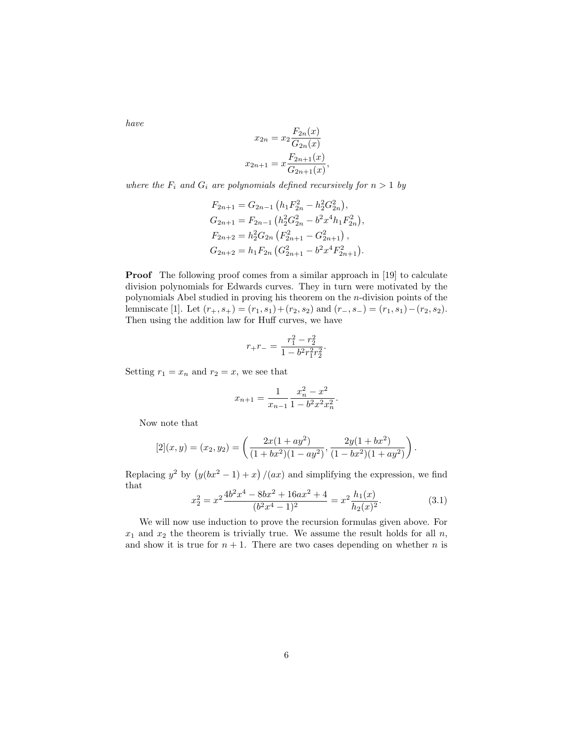*have*

$$x_{2n} = x_2 \frac{F_{2n}(x)}{G_{2n}(x)}$$

$$x_{2n+1} = x \frac{F_{2n+1}(x)}{G_{2n+1}(x)},$$

*where the $F_i$ and $G_i$ are polynomials defined recursively for $n > 1$ by*

$$\begin{aligned}
F_{2n+1} &= G_{2n-1}\left(h_1 F_{2n}^2 - h_2^2 G_{2n}^2\right),\\
G_{2n+1} &= F_{2n-1}\left(h_2^2 G_{2n}^2 - b^2 x^4 h_1 F_{2n}^2\right),\\
F_{2n+2} &= h_2^2 G_{2n}\left(F_{2n+1}^2 - G_{2n+1}^2\right),\\
G_{2n+2} &= h_1 F_{2n}\left(G_{2n+1}^2 - b^2 x^4 F_{2n+1}^2\right).
\end{aligned}$$

**Proof** The following proof comes from a similar approach in [19] to calculate division polynomials for Edwards curves. They in turn were motivated by the polynomials Abel studied in proving his theorem on the $n$-division points of the lemniscate [1]. Let $(r_+, s_+) = (r_1, s_1) + (r_2, s_2)$ and $(r_-, s_-) = (r_1, s_1) - (r_2, s_2)$. Then using the addition law for Huff curves, we have

$$r_+ r_- = \frac{r_1^2 - r_2^2}{1 - b^2 r_1^2 r_2^2}.$$

Setting $r_1 = x_n$ and $r_2 = x$, we see that

$$x_{n+1} = \frac{1}{x_{n-1}} \frac{x_n^2 - x^2}{1 - b^2 x^2 x_n^2}.$$

Now note that

$$[2](x, y) = (x_2, y_2) = \left( \frac{2x(1 + ay^2)}{(1 + bx^2)(1 - ay^2)}, \frac{2y(1 + bx^2)}{(1 - bx^2)(1 + ay^2)} \right).$$

Replacing $y^2$ by $\big(y(bx^2 - 1) + x\big)/(ax)$ and simplifying the expression, we find that

$$x_2^2 = x^2 \frac{4b^2x^4 - 8bx^2 + 16ax^2 + 4}{(b^2x^4 - 1)^2} = x^2 \frac{h_1(x)}{h_2(x)^2}. \tag{3.1}$$

We will now use induction to prove the recursion formulas given above. For $x_1$ and $x_2$ the theorem is trivially true. We assume the result holds for all $n$, and show it is true for $n + 1$. There are two cases depending on whether $n$ is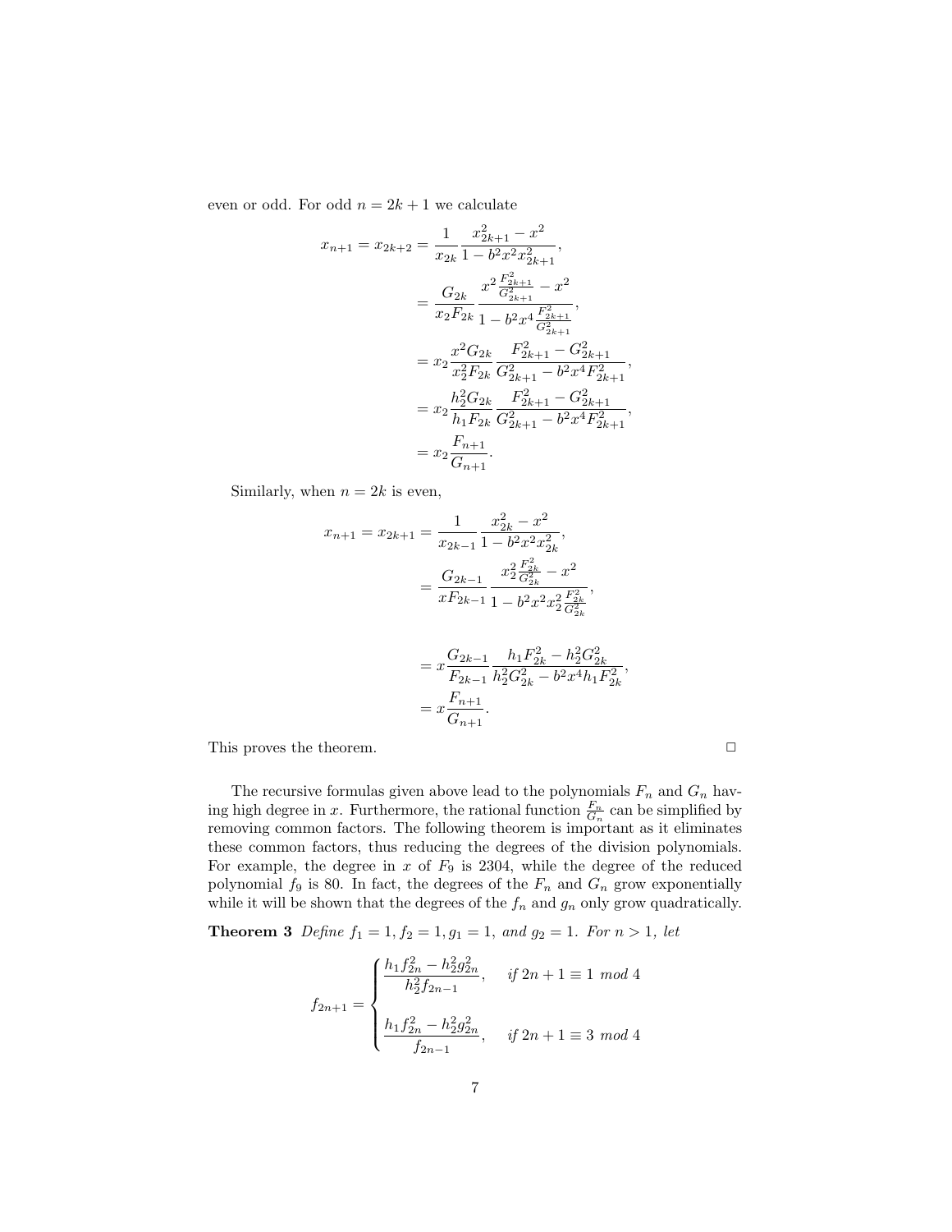even or odd. For odd $n = 2k+1$ we calculate

$$
\begin{aligned}
x_{n+1} = x_{2k+2} &= \frac{1}{x_{2k}} \frac{x_{2k+1}^2 - x^2}{1 - b^2 x^2 x_{2k+1}^2}, \\
&= \frac{G_{2k}}{x_2 F_{2k}} \frac{x^2 \frac{F_{2k+1}^2}{G_{2k+1}^2} - x^2}{1 - b^2 x^4 \frac{F_{2k+1}^2}{G_{2k+1}^2}}, \\
&= x_2 \frac{x^2 G_{2k}}{x_2^2 F_{2k}} \frac{F_{2k+1}^2 - G_{2k+1}^2}{G_{2k+1}^2 - b^2 x^4 F_{2k+1}^2}, \\
&= x_2 \frac{h_2^2 G_{2k}}{h_1 F_{2k}} \frac{F_{2k+1}^2 - G_{2k+1}^2}{G_{2k+1}^2 - b^2 x^4 F_{2k+1}^2}, \\
&= x_2 \frac{F_{n+1}}{G_{n+1}}.
\end{aligned}
$$

Similarly, when $n = 2k$ is even,

$$
\begin{aligned}
x_{n+1} = x_{2k+1} &= \frac{1}{x_{2k-1}} \frac{x_{2k}^2 - x^2}{1 - b^2 x^2 x_{2k}^2}, \\
&= \frac{G_{2k-1}}{x F_{2k-1}} \frac{x_2^2 \frac{F_{2k}^2}{G_{2k}^2} - x^2}{1 - b^2 x^2 x_2^2 \frac{F_{2k}^2}{G_{2k}^2}}, \\
&= x \frac{G_{2k-1}}{F_{2k-1}} \frac{h_1 F_{2k}^2 - h_2^2 G_{2k}^2}{h_2^2 G_{2k}^2 - b^2 x^4 h_1 F_{2k}^2}, \\
&= x \frac{F_{n+1}}{G_{n+1}}.
\end{aligned}
$$

This proves the theorem. □

The recursive formulas given above lead to the polynomials $F_n$ and $G_n$ having high degree in $x$. Furthermore, the rational function $\frac{F_n}{G_n}$ can be simplified by removing common factors. The following theorem is important as it eliminates these common factors, thus reducing the degrees of the division polynomials. For example, the degree in $x$ of $F_9$ is 2304, while the degree of the reduced polynomial $f_9$ is 80. In fact, the degrees of the $F_n$ and $G_n$ grow exponentially while it will be shown that the degrees of the $f_n$ and $g_n$ only grow quadratically.

**Theorem 3** *Define $f_1 = 1, f_2 = 1, g_1 = 1,$ and $g_2 = 1$. For $n > 1$, let*

$$
f_{2n+1} = \begin{cases} \dfrac{h_1 f_{2n}^2 - h_2^2 g_{2n}^2}{h_2^2 f_{2n-1}}, & \text{if } 2n+1 \equiv 1 \bmod 4 \\[2ex] \dfrac{h_1 f_{2n}^2 - h_2^2 g_{2n}^2}{f_{2n-1}}, & \text{if } 2n+1 \equiv 3 \bmod 4 \end{cases}
$$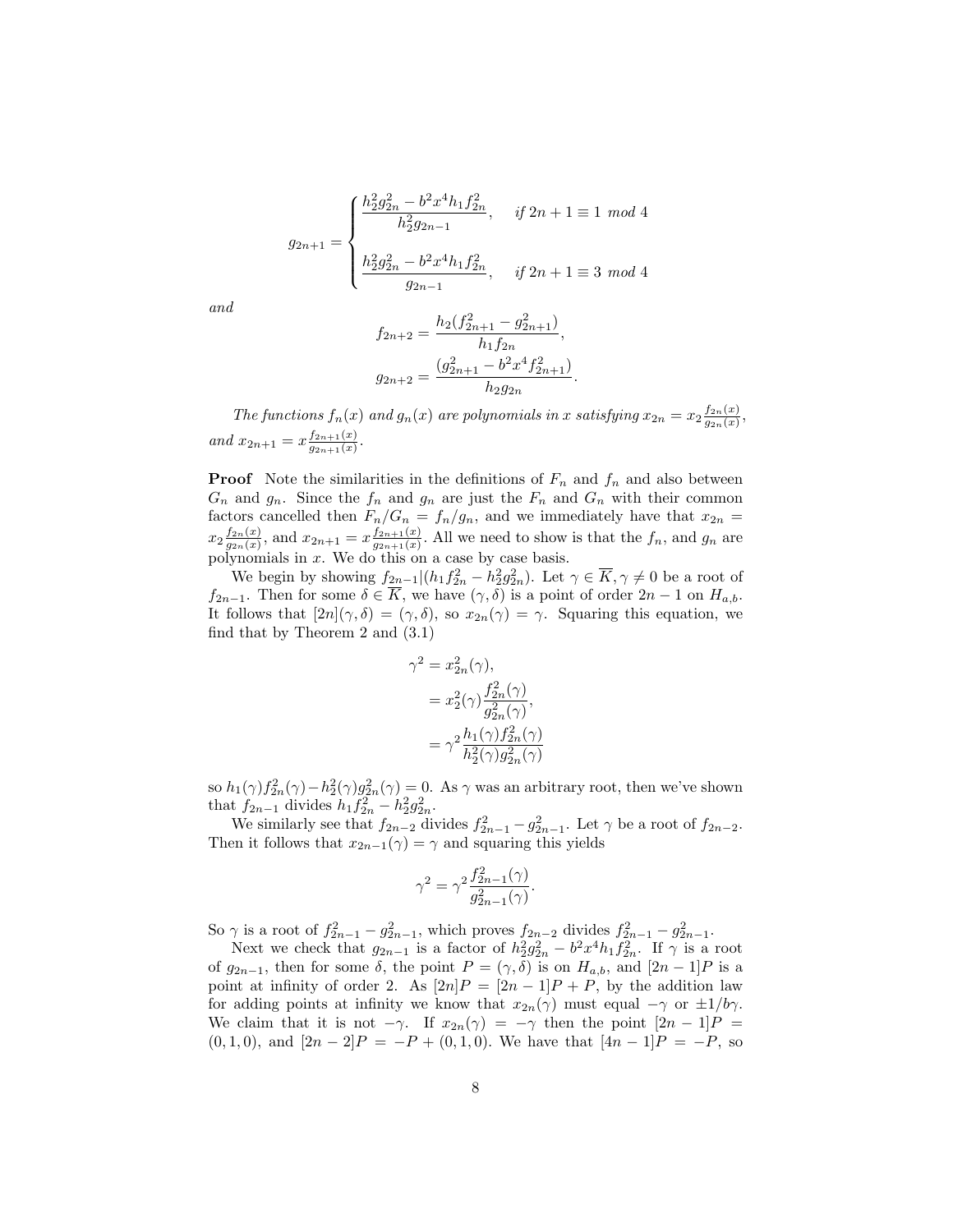$$g_{2n+1} = \begin{cases} \dfrac{h_2^2 g_{2n}^2 - b^2 x^4 h_1 f_{2n}^2}{h_2^2 g_{2n-1}}, & \textit{if } 2n+1 \equiv 1 \textit{ mod } 4 \\[2ex] \dfrac{h_2^2 g_{2n}^2 - b^2 x^4 h_1 f_{2n}^2}{g_{2n-1}}, & \textit{if } 2n+1 \equiv 3 \textit{ mod } 4 \end{cases}$$

*and*

$$f_{2n+2} = \frac{h_2(f_{2n+1}^2 - g_{2n+1}^2)}{h_1 f_{2n}},$$

$$g_{2n+2} = \frac{(g_{2n+1}^2 - b^2 x^4 f_{2n+1}^2)}{h_2 g_{2n}}.$$

*The functions $f_n(x)$ and $g_n(x)$ are polynomials in $x$ satisfying $x_{2n} = x_2 \frac{f_{2n}(x)}{g_{2n}(x)}$, and $x_{2n+1} = x \frac{f_{2n+1}(x)}{g_{2n+1}(x)}$.*

**Proof** Note the similarities in the definitions of $F_n$ and $f_n$ and also between $G_n$ and $g_n$. Since the $f_n$ and $g_n$ are just the $F_n$ and $G_n$ with their common factors cancelled then $F_n/G_n = f_n/g_n$, and we immediately have that $x_{2n} = x_2 \frac{f_{2n}(x)}{g_{2n}(x)}$, and $x_{2n+1} = x \frac{f_{2n+1}(x)}{g_{2n+1}(x)}$. All we need to show is that the $f_n$, and $g_n$ are polynomials in $x$. We do this on a case by case basis.

We begin by showing $f_{2n-1} | (h_1 f_{2n}^2 - h_2^2 g_{2n}^2)$. Let $\gamma \in \overline{K}, \gamma \neq 0$ be a root of $f_{2n-1}$. Then for some $\delta \in \overline{K}$, we have $(\gamma, \delta)$ is a point of order $2n-1$ on $H_{a,b}$. It follows that $[2n](\gamma, \delta) = (\gamma, \delta)$, so $x_{2n}(\gamma) = \gamma$. Squaring this equation, we find that by Theorem 2 and (3.1)

$$\begin{aligned} \gamma^2 &= x_{2n}^2(\gamma), \\ &= x_2^2(\gamma) \frac{f_{2n}^2(\gamma)}{g_{2n}^2(\gamma)}, \\ &= \gamma^2 \frac{h_1(\gamma) f_{2n}^2(\gamma)}{h_2^2(\gamma) g_{2n}^2(\gamma)} \end{aligned}$$

so $h_1(\gamma) f_{2n}^2(\gamma) - h_2^2(\gamma) g_{2n}^2(\gamma) = 0$. As $\gamma$ was an arbitrary root, then we've shown that $f_{2n-1}$ divides $h_1 f_{2n}^2 - h_2^2 g_{2n}^2$.

We similarly see that $f_{2n-2}$ divides $f_{2n-1}^2 - g_{2n-1}^2$. Let $\gamma$ be a root of $f_{2n-2}$. Then it follows that $x_{2n-1}(\gamma) = \gamma$ and squaring this yields

$$\gamma^2 = \gamma^2 \frac{f_{2n-1}^2(\gamma)}{g_{2n-1}^2(\gamma)}.$$

So $\gamma$ is a root of $f_{2n-1}^2 - g_{2n-1}^2$, which proves $f_{2n-2}$ divides $f_{2n-1}^2 - g_{2n-1}^2$.

Next we check that $g_{2n-1}$ is a factor of $h_2^2 g_{2n}^2 - b^2 x^4 h_1 f_{2n}^2$. If $\gamma$ is a root of $g_{2n-1}$, then for some $\delta$, the point $P = (\gamma, \delta)$ is on $H_{a,b}$, and $[2n-1]P$ is a point at infinity of order 2. As $[2n]P = [2n-1]P + P$, by the addition law for adding points at infinity we know that $x_{2n}(\gamma)$ must equal $-\gamma$ or $\pm 1/b\gamma$. We claim that it is not $-\gamma$. If $x_{2n}(\gamma) = -\gamma$ then the point $[2n-1]P = (0, 1, 0)$, and $[2n-2]P = -P + (0, 1, 0)$. We have that $[4n-1]P = -P$, so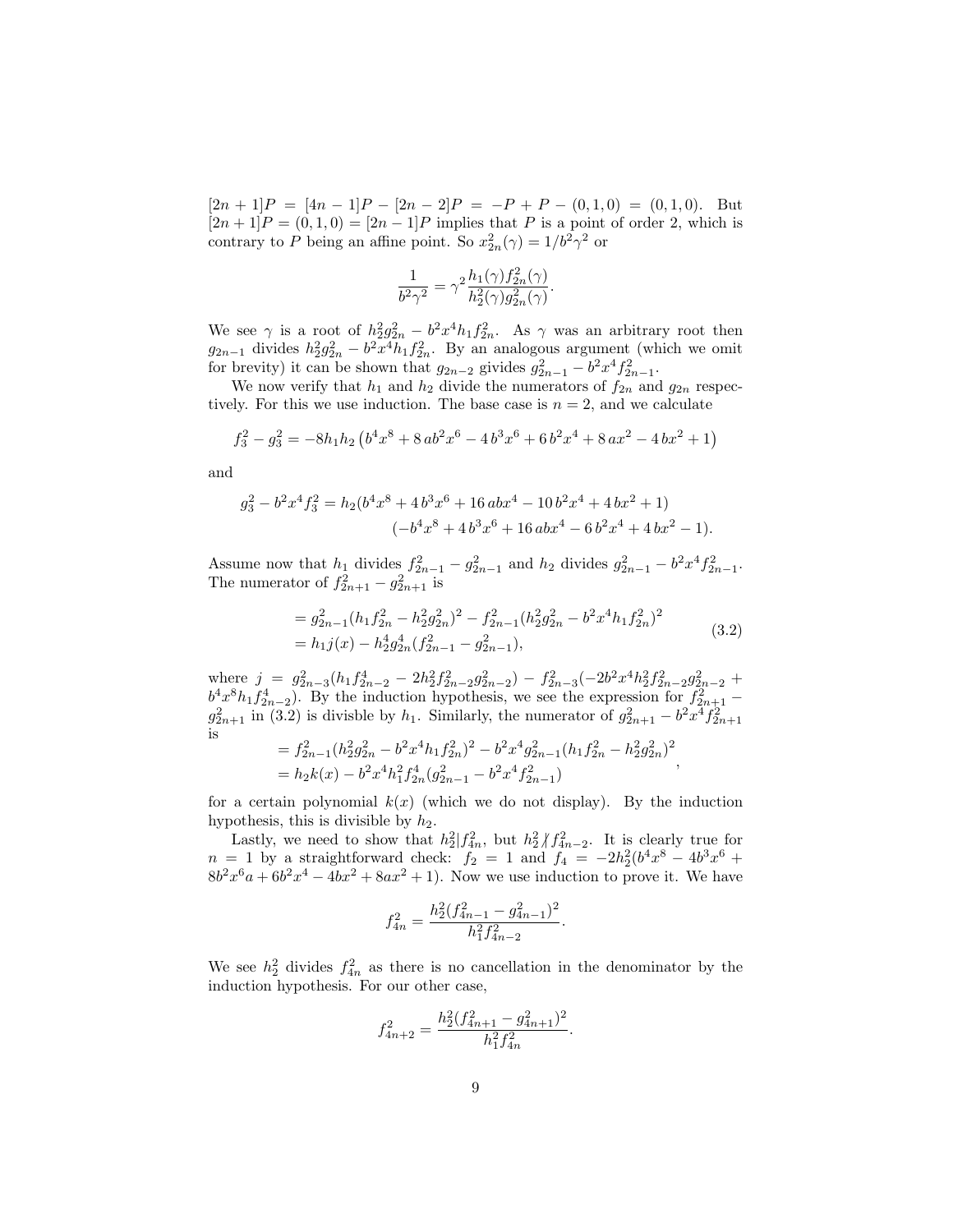$[2n+1]P = [4n-1]P - [2n-2]P = -P + P - (0,1,0) = (0,1,0)$. But $[2n+1]P = (0,1,0) = [2n-1]P$ implies that $P$ is a point of order 2, which is contrary to $P$ being an affine point. So $x^2_{2n}(\gamma) = 1/b^2\gamma^2$ or

$$\frac{1}{b^2\gamma^2} = \gamma^2 \frac{h_1(\gamma) f^2_{2n}(\gamma)}{h^2_2(\gamma) g^2_{2n}(\gamma)}.$$

We see $\gamma$ is a root of $h^2_2 g^2_{2n} - b^2x^4 h_1 f^2_{2n}$. As $\gamma$ was an arbitrary root then $g_{2n-1}$ divides $h^2_2 g^2_{2n} - b^2x^4 h_1 f^2_{2n}$. By an analogous argument (which we omit for brevity) it can be shown that $g_{2n-2}$ givides $g^2_{2n-1} - b^2x^4 f^2_{2n-1}$.

We now verify that $h_1$ and $h_2$ divide the numerators of $f_{2n}$ and $g_{2n}$ respectively. For this we use induction. The base case is $n=2$, and we calculate

$$f^2_3 - g^2_3 = -8h_1h_2\left(b^4x^8 + 8\,ab^2x^6 - 4\,b^3x^6 + 6\,b^2x^4 + 8\,ax^2 - 4\,bx^2 + 1\right)$$

and

$$\begin{aligned} g^2_3 - b^2x^4 f^2_3 = h_2(&b^4x^8 + 4\,b^3x^6 + 16\,abx^4 - 10\,b^2x^4 + 4\,bx^2 + 1) \\ &(-b^4x^8 + 4\,b^3x^6 + 16\,abx^4 - 6\,b^2x^4 + 4\,bx^2 - 1). \end{aligned}$$

Assume now that $h_1$ divides $f^2_{2n-1} - g^2_{2n-1}$ and $h_2$ divides $g^2_{2n-1} - b^2x^4 f^2_{2n-1}$. The numerator of $f^2_{2n+1} - g^2_{2n+1}$ is

$$\begin{aligned} &= g^2_{2n-1}(h_1 f^2_{2n} - h^2_2 g^2_{2n})^2 - f^2_{2n-1}(h^2_2 g^2_{2n} - b^2x^4 h_1 f^2_{2n})^2 \\ &= h_1 j(x) - h^4_2 g^4_{2n}(f^2_{2n-1} - g^2_{2n-1}), \end{aligned} \tag{3.2}$$

where $j = g^2_{2n-3}(h_1 f^4_{2n-2} - 2h^2_2 f^2_{2n-2} g^2_{2n-2}) - f^2_{2n-3}(-2b^2x^4 h^2_2 f^2_{2n-2} g^2_{2n-2} + b^4x^8 h_1 f^4_{2n-2})$. By the induction hypothesis, we see the expression for $f^2_{2n+1} - g^2_{2n+1}$ in (3.2) is divisble by $h_1$. Similarly, the numerator of $g^2_{2n+1} - b^2x^4 f^2_{2n+1}$ is

$$\begin{aligned} &= f^2_{2n-1}(h^2_2 g^2_{2n} - b^2x^4 h_1 f^2_{2n})^2 - b^2x^4 g^2_{2n-1}(h_1 f^2_{2n} - h^2_2 g^2_{2n})^2 \\ &= h_2 k(x) - b^2x^4 h^2_1 f^4_{2n}(g^2_{2n-1} - b^2x^4 f^2_{2n-1}) \end{aligned},$$

for a certain polynomial $k(x)$ (which we do not display). By the induction hypothesis, this is divisible by $h_2$.

Lastly, we need to show that $h^2_2 | f^2_{4n}$, but $h^2_2 \nmid f^2_{4n-2}$. It is clearly true for $n=1$ by a straightforward check: $f_2 = 1$ and $f_4 = -2h^2_2(b^4x^8 - 4b^3x^6 + 8b^2x^6a + 6b^2x^4 - 4bx^2 + 8ax^2 + 1)$. Now we use induction to prove it. We have

$$f^2_{4n} = \frac{h^2_2(f^2_{4n-1} - g^2_{4n-1})^2}{h^2_1 f^2_{4n-2}}.$$

We see $h^2_2$ divides $f^2_{4n}$ as there is no cancellation in the denominator by the induction hypothesis. For our other case,

$$f^2_{4n+2} = \frac{h^2_2(f^2_{4n+1} - g^2_{4n+1})^2}{h^2_1 f^2_{4n}}.$$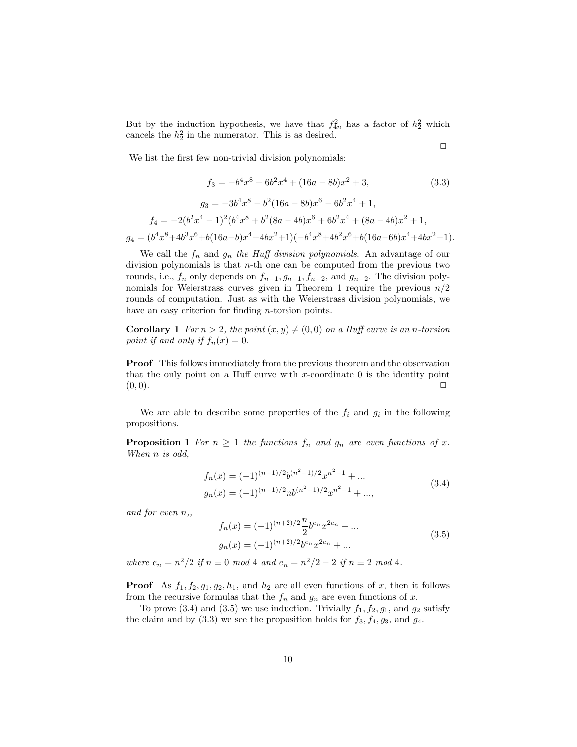But by the induction hypothesis, we have that $f_{4n}^2$ has a factor of $h_2^2$ which cancels the $h_2^2$ in the numerator. This is as desired.

□

We list the first few non-trivial division polynomials:

$$f_3 = -b^4x^8 + 6b^2x^4 + (16a - 8b)x^2 + 3, \tag{3.3}$$

$$g_3 = -3b^4x^8 - b^2(16a - 8b)x^6 - 6b^2x^4 + 1,$$

$$f_4 = -2(b^2x^4 - 1)^2(b^4x^8 + b^2(8a - 4b)x^6 + 6b^2x^4 + (8a - 4b)x^2 + 1,$$

$$g_4 = (b^4x^8+4b^3x^6+b(16a-b)x^4+4bx^2+1)(-b^4x^8+4b^2x^6+b(16a-6b)x^4+4bx^2-1).$$

We call the $f_n$ and $g_n$ *the Huff division polynomials*. An advantage of our division polynomials is that $n$-th one can be computed from the previous two rounds, i.e., $f_n$ only depends on $f_{n-1}, g_{n-1}, f_{n-2}$, and $g_{n-2}$. The division polynomials for Weierstrass curves given in Theorem 1 require the previous $n/2$ rounds of computation. Just as with the Weierstrass division polynomials, we have an easy criterion for finding $n$-torsion points.

**Corollary 1** *For $n > 2$, the point $(x, y) \neq (0, 0)$ on a Huff curve is an $n$-torsion point if and only if $f_n(x) = 0$.*

**Proof** This follows immediately from the previous theorem and the observation that the only point on a Huff curve with $x$-coordinate 0 is the identity point $(0, 0)$. □

We are able to describe some properties of the $f_i$ and $g_i$ in the following propositions.

**Proposition 1** *For $n \geq 1$ the functions $f_n$ and $g_n$ are even functions of $x$. When $n$ is odd,*

$$\begin{aligned} f_n(x) &= (-1)^{(n-1)/2} b^{(n^2-1)/2} x^{n^2-1} + ... \\ g_n(x) &= (-1)^{(n-1)/2} n b^{(n^2-1)/2} x^{n^2-1} + ..., \end{aligned} \tag{3.4}$$

*and for even $n$,,*

$$\begin{aligned} f_n(x) &= (-1)^{(n+2)/2} \frac{n}{2} b^{e_n} x^{2e_n} + ... \\ g_n(x) &= (-1)^{(n+2)/2} b^{e_n} x^{2e_n} + ... \end{aligned} \tag{3.5}$$

*where $e_n = n^2/2$ if $n \equiv 0$ mod 4 and $e_n = n^2/2 - 2$ if $n \equiv 2$ mod 4.*

**Proof** As $f_1, f_2, g_1, g_2, h_1$, and $h_2$ are all even functions of $x$, then it follows from the recursive formulas that the $f_n$ and $g_n$ are even functions of $x$.

To prove (3.4) and (3.5) we use induction. Trivially $f_1, f_2, g_1$, and $g_2$ satisfy the claim and by (3.3) we see the proposition holds for $f_3, f_4, g_3$, and $g_4$.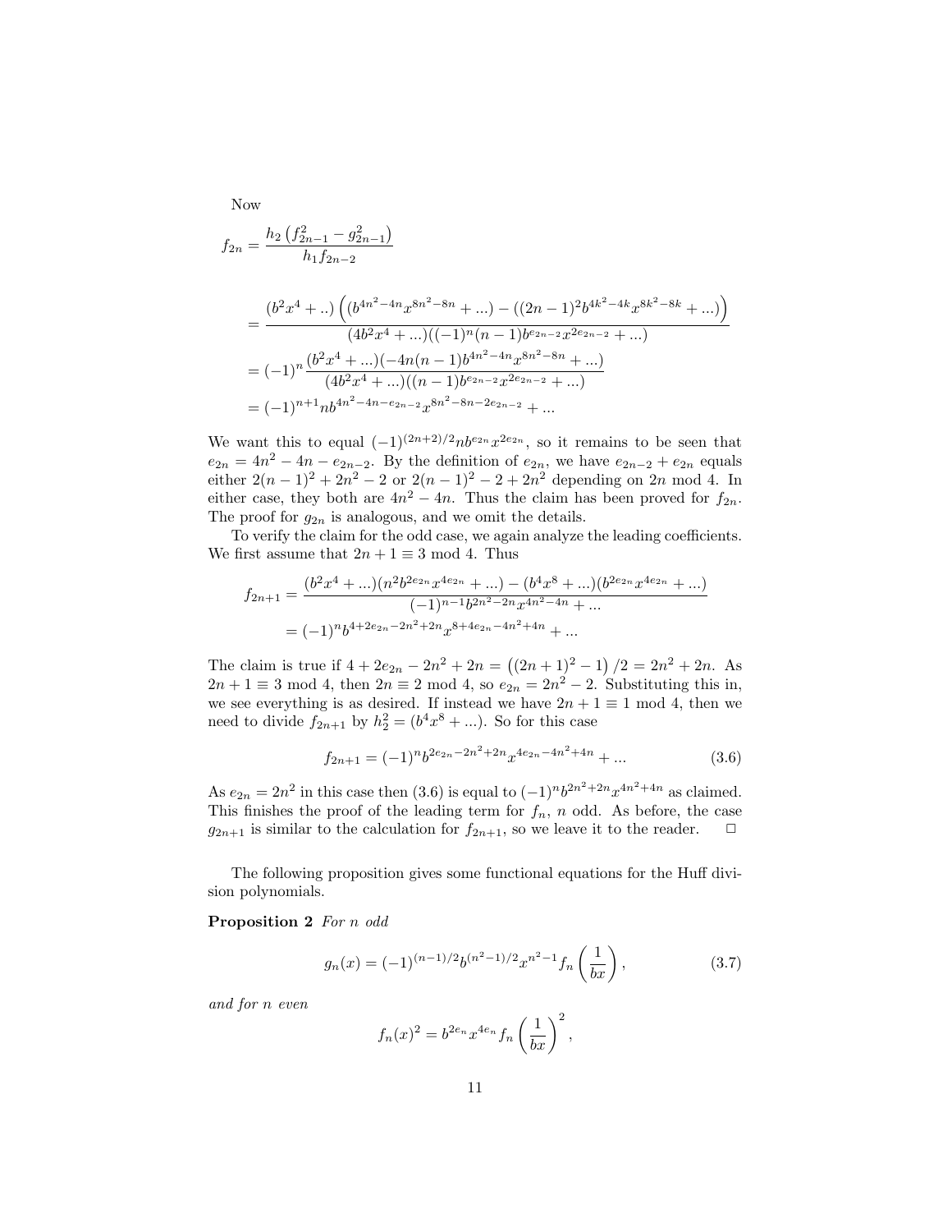Now

$$f_{2n} = \frac{h_2\left(f_{2n-1}^2 - g_{2n-1}^2\right)}{h_1 f_{2n-2}}$$

$$\begin{aligned}
&= \frac{(b^2x^4 + ..)\left((b^{4n^2-4n}x^{8n^2-8n} + ...) - ((2n-1)^2 b^{4k^2-4k}x^{8k^2-8k} + ...)\right)}{(4b^2x^4 + ...)((-1)^n(n-1)b^{e_{2n-2}}x^{2e_{2n-2}} + ...)} \\
&= (-1)^n \frac{(b^2x^4 + ...)(-4n(n-1)b^{4n^2-4n}x^{8n^2-8n} + ...)}{(4b^2x^4 + ...)((n-1)b^{e_{2n-2}}x^{2e_{2n-2}} + ...)} \\
&= (-1)^{n+1} n b^{4n^2-4n-e_{2n-2}} x^{8n^2-8n-2e_{2n-2}} + ...
\end{aligned}$$

We want this to equal $(-1)^{(2n+2)/2} n b^{e_{2n}} x^{2e_{2n}}$, so it remains to be seen that $e_{2n} = 4n^2 - 4n - e_{2n-2}$. By the definition of $e_n$, we have $e_{2n-2} + e_{2n}$ equals either $2(n-1)^2 + 2n^2 - 2$ or $2(n-1)^2 - 2 + 2n^2$ depending on $2n$ mod 4. In either case, they both are $4n^2 - 4n$. Thus the claim has been proved for $f_{2n}$. The proof for $g_{2n}$ is analogous, and we omit the details.

To verify the claim for the odd case, we again analyze the leading coefficients. We first assume that $2n+1 \equiv 3 \bmod 4$. Thus

$$\begin{aligned}
f_{2n+1} &= \frac{(b^2x^4 + ...)(n^2 b^{2e_{2n}} x^{4e_{2n}} + ...) - (b^4x^8 + ...)(b^{2e_{2n}}x^{4e_{2n}} + ...)}{(-1)^{n-1} b^{2n^2-2n} x^{4n^2-4n} + ...} \\
&= (-1)^n b^{4+2e_{2n}-2n^2+2n} x^{8+4e_{2n}-4n^2+4n} + ...
\end{aligned}$$

The claim is true if $4 + 2e_{2n} - 2n^2 + 2n = \left((2n+1)^2 - 1\right)/2 = 2n^2 + 2n$. As $2n+1 \equiv 3 \bmod 4$, then $2n \equiv 2 \bmod 4$, so $e_{2n} = 2n^2 - 2$. Substituting this in, we see everything is as desired. If instead we have $2n+1 \equiv 1 \bmod 4$, then we need to divide $f_{2n+1}$ by $h_2^2 = (b^4x^8 + ...)$. So for this case

$$f_{2n+1} = (-1)^n b^{2e_{2n}-2n^2+2n} x^{4e_{2n}-4n^2+4n} + ... \tag{3.6}$$

As $e_{2n} = 2n^2$ in this case then (3.6) is equal to $(-1)^n b^{2n^2+2n} x^{4n^2+4n}$ as claimed. This finishes the proof of the leading term for $f_n$, $n$ odd. As before, the case $g_{2n+1}$ is similar to the calculation for $f_{2n+1}$, so we leave it to the reader. $\square$

The following proposition gives some functional equations for the Huff division polynomials.

**Proposition 2** *For $n$ odd*

$$g_n(x) = (-1)^{(n-1)/2} b^{(n^2-1)/2} x^{n^2-1} f_n\left(\frac{1}{bx}\right), \tag{3.7}$$

*and for $n$ even*

$$f_n(x)^2 = b^{2e_n} x^{4e_n} f_n\left(\frac{1}{bx}\right)^2,$$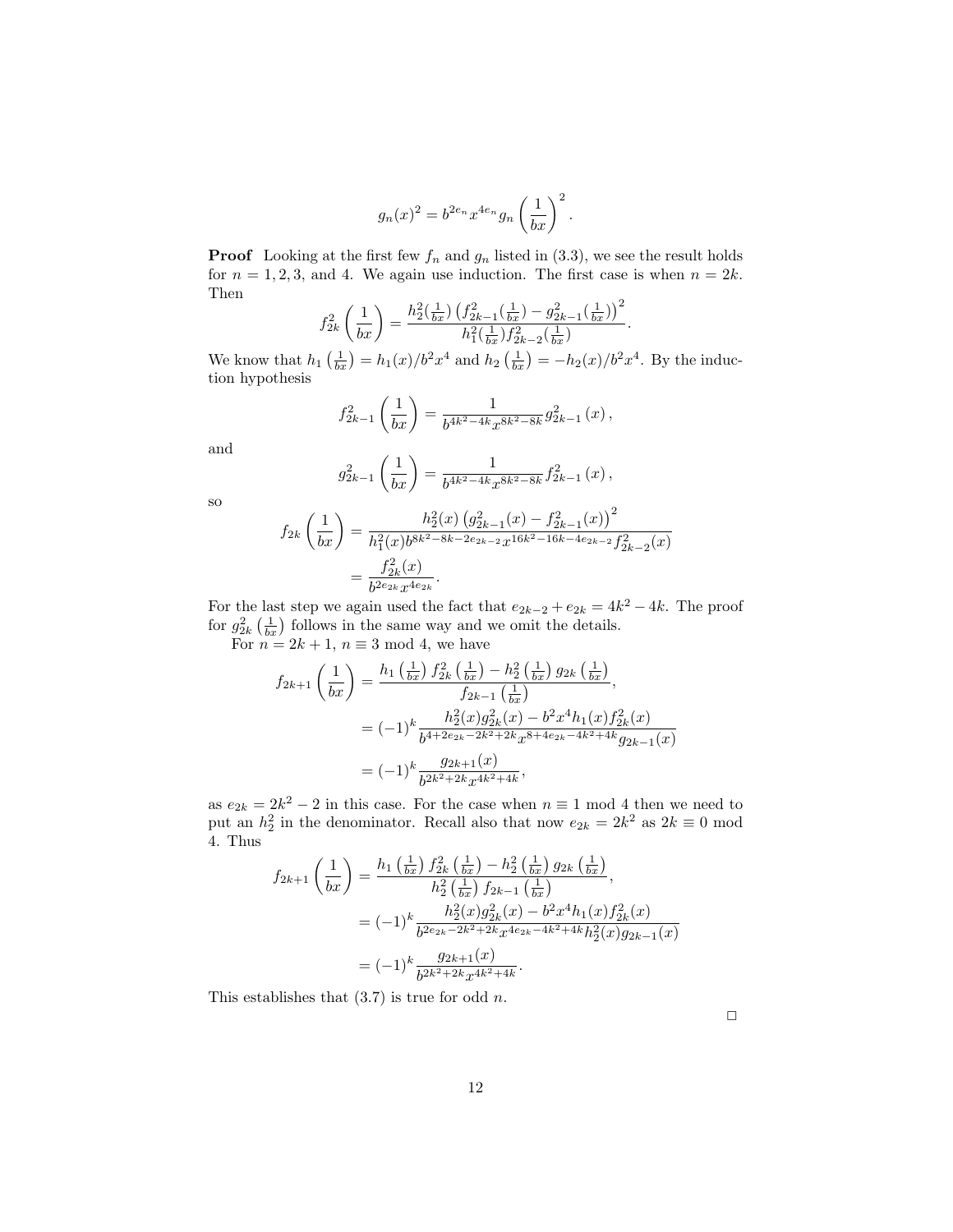$$g_n(x)^2 = b^{2e_n} x^{4e_n} g_n\left(\frac{1}{bx}\right)^2.$$

**Proof** Looking at the first few $f_n$ and $g_n$ listed in (3.3), we see the result holds for $n = 1, 2, 3$, and $4$. We again use induction. The first case is when $n = 2k$. Then

$$f_{2k}^2\left(\frac{1}{bx}\right) = \frac{h_2^2(\frac{1}{bx})\left(f_{2k-1}^2(\frac{1}{bx}) - g_{2k-1}^2(\frac{1}{bx})\right)^2}{h_1^2(\frac{1}{bx})f_{2k-2}^2(\frac{1}{bx})}.$$

We know that $h_1\left(\frac{1}{bx}\right) = h_1(x)/b^2x^4$ and $h_2\left(\frac{1}{bx}\right) = -h_2(x)/b^2x^4$. By the induction hypothesis

$$f_{2k-1}^2\left(\frac{1}{bx}\right) = \frac{1}{b^{4k^2-4k}x^{8k^2-8k}} g_{2k-1}^2\left(x\right),$$

and

$$g_{2k-1}^2\left(\frac{1}{bx}\right) = \frac{1}{b^{4k^2-4k}x^{8k^2-8k}} f_{2k-1}^2\left(x\right),$$

so

$$\begin{aligned}
f_{2k}\left(\frac{1}{bx}\right) &= \frac{h_2^2(x)\left(g_{2k-1}^2(x) - f_{2k-1}^2(x)\right)^2}{h_1^2(x)b^{8k^2-8k-2e_{2k-2}}x^{16k^2-16k-4e_{2k-2}}f_{2k-2}^2(x)} \\
&= \frac{f_{2k}^2(x)}{b^{2e_{2k}}x^{4e_{2k}}}.
\end{aligned}$$

For the last step we again used the fact that $e_{2k-2} + e_{2k} = 4k^2 - 4k$. The proof for $g_{2k}^2\left(\frac{1}{bx}\right)$ follows in the same way and we omit the details.

For $n = 2k + 1$, $n \equiv 3 \bmod 4$, we have

$$\begin{aligned}
f_{2k+1}\left(\frac{1}{bx}\right) &= \frac{h_1\left(\frac{1}{bx}\right)f_{2k}^2\left(\frac{1}{bx}\right) - h_2^2\left(\frac{1}{bx}\right)g_{2k}\left(\frac{1}{bx}\right)}{f_{2k-1}\left(\frac{1}{bx}\right)}, \\
&= (-1)^k \frac{h_2^2(x)g_{2k}^2(x) - b^2x^4h_1(x)f_{2k}^2(x)}{b^{4+2e_{2k}-2k^2+2k}x^{8+4e_{2k}-4k^2+4k}g_{2k-1}(x)} \\
&= (-1)^k \frac{g_{2k+1}(x)}{b^{2k^2+2k}x^{4k^2+4k}},
\end{aligned}$$

as $e_{2k} = 2k^2 - 2$ in this case. For the case when $n \equiv 1 \bmod 4$ then we need to put an $h_2^2$ in the denominator. Recall also that now $e_{2k} = 2k^2$ as $2k \equiv 0 \bmod 4$. Thus

$$\begin{aligned}
f_{2k+1}\left(\frac{1}{bx}\right) &= \frac{h_1\left(\frac{1}{bx}\right)f_{2k}^2\left(\frac{1}{bx}\right) - h_2^2\left(\frac{1}{bx}\right)g_{2k}\left(\frac{1}{bx}\right)}{h_2^2\left(\frac{1}{bx}\right)f_{2k-1}\left(\frac{1}{bx}\right)}, \\
&= (-1)^k \frac{h_2^2(x)g_{2k}^2(x) - b^2x^4h_1(x)f_{2k}^2(x)}{b^{2e_{2k}-2k^2+2k}x^{4e_{2k}-4k^2+4k}h_2^2(x)g_{2k-1}(x)} \\
&= (-1)^k \frac{g_{2k+1}(x)}{b^{2k^2+2k}x^{4k^2+4k}}.
\end{aligned}$$

This establishes that (3.7) is true for odd $n$.

□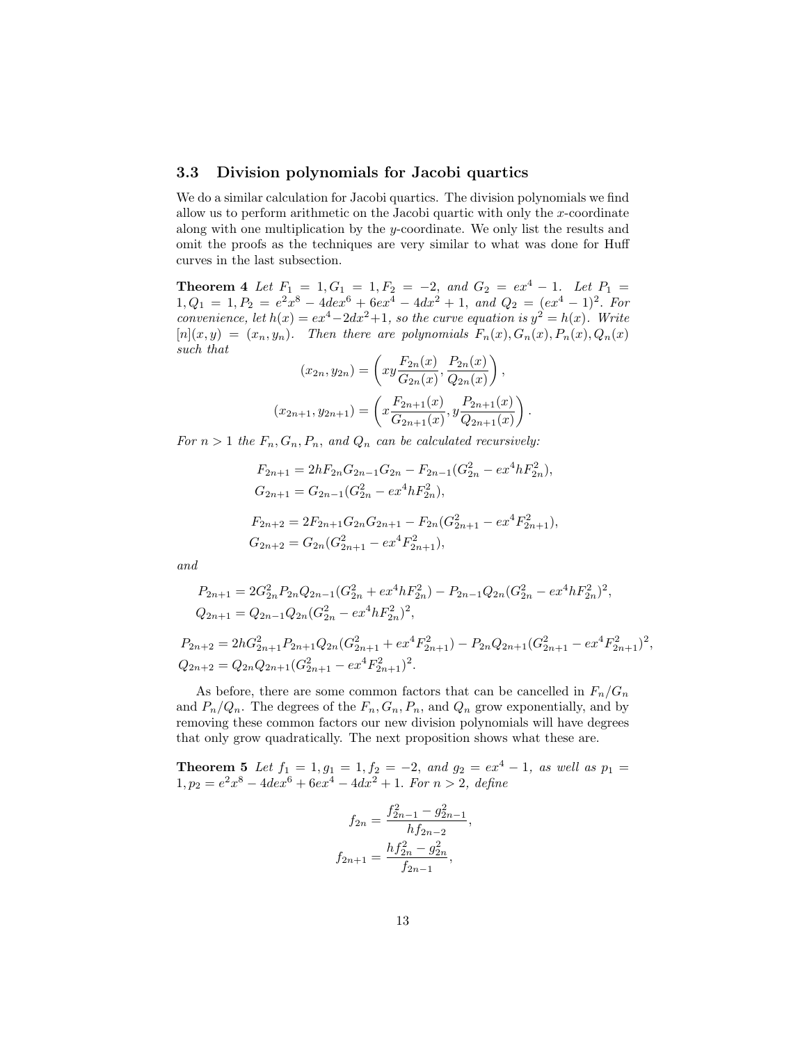### 3.3 Division polynomials for Jacobi quartics

We do a similar calculation for Jacobi quartics. The division polynomials we find allow us to perform arithmetic on the Jacobi quartic with only the $x$-coordinate along with one multiplication by the $y$-coordinate. We only list the results and omit the proofs as the techniques are very similar to what was done for Huff curves in the last subsection.

**Theorem 4** *Let $F_1 = 1, G_1 = 1, F_2 = -2$, and $G_2 = ex^4 - 1$. Let $P_1 = 1, Q_1 = 1, P_2 = e^2x^8 - 4dex^6 + 6ex^4 - 4dx^2 + 1$, and $Q_2 = (ex^4 - 1)^2$. For convenience, let $h(x) = ex^4 - 2dx^2 + 1$, so the curve equation is $y^2 = h(x)$. Write $[n](x, y) = (x_n, y_n)$. Then there are polynomials $F_n(x), G_n(x), P_n(x), Q_n(x)$ such that*

$$(x_{2n}, y_{2n}) = \left( xy\frac{F_{2n}(x)}{G_{2n}(x)}, \frac{P_{2n}(x)}{Q_{2n}(x)} \right),$$

$$(x_{2n+1}, y_{2n+1}) = \left( x\frac{F_{2n+1}(x)}{G_{2n+1}(x)}, y\frac{P_{2n+1}(x)}{Q_{2n+1}(x)} \right).$$

*For $n > 1$ the $F_n, G_n, P_n$, and $Q_n$ can be calculated recursively:*

$$F_{2n+1} = 2hF_{2n}G_{2n-1}G_{2n} - F_{2n-1}(G_{2n}^2 - ex^4hF_{2n}^2),$$
$$G_{2n+1} = G_{2n-1}(G_{2n}^2 - ex^4hF_{2n}^2),$$

$$F_{2n+2} = 2F_{2n+1}G_{2n}G_{2n+1} - F_{2n}(G_{2n+1}^2 - ex^4F_{2n+1}^2),$$
$$G_{2n+2} = G_{2n}(G_{2n+1}^2 - ex^4F_{2n+1}^2),$$

*and*

$$P_{2n+1} = 2G_{2n}^2P_{2n}Q_{2n-1}(G_{2n}^2 + ex^4hF_{2n}^2) - P_{2n-1}Q_{2n}(G_{2n}^2 - ex^4hF_{2n}^2)^2,$$
$$Q_{2n+1} = Q_{2n-1}Q_{2n}(G_{2n}^2 - ex^4hF_{2n}^2)^2,$$

$$P_{2n+2} = 2hG_{2n+1}^2P_{2n+1}Q_{2n}(G_{2n+1}^2 + ex^4F_{2n+1}^2) - P_{2n}Q_{2n+1}(G_{2n+1}^2 - ex^4F_{2n+1}^2)^2,$$
$$Q_{2n+2} = Q_{2n}Q_{2n+1}(G_{2n+1}^2 - ex^4F_{2n+1}^2)^2.$$

As before, there are some common factors that can be cancelled in $F_n/G_n$ and $P_n/Q_n$. The degrees of the $F_n, G_n, P_n$, and $Q_n$ grow exponentially, and by removing these common factors our new division polynomials will have degrees that only grow quadratically. The next proposition shows what these are.

**Theorem 5** *Let $f_1 = 1, g_1 = 1, f_2 = -2$, and $g_2 = ex^4 - 1$, as well as $p_1 = 1, p_2 = e^2x^8 - 4dex^6 + 6ex^4 - 4dx^2 + 1$. For $n > 2$, define*

$$f_{2n} = \frac{f_{2n-1}^2 - g_{2n-1}^2}{hf_{2n-2}},$$
$$f_{2n+1} = \frac{hf_{2n}^2 - g_{2n}^2}{f_{2n-1}},$$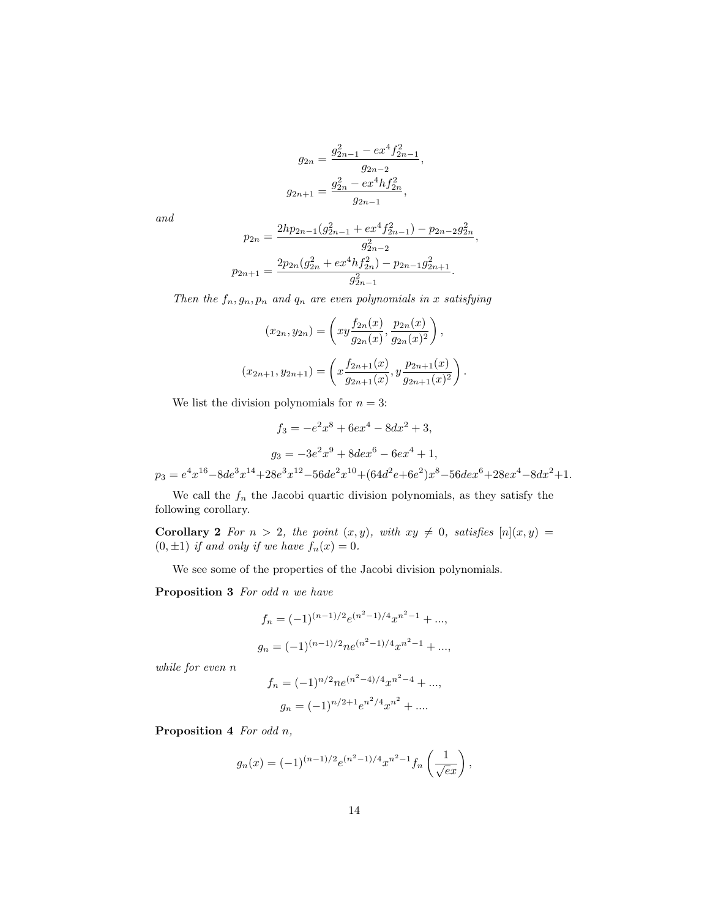$$g_{2n} = \frac{g_{2n-1}^2 - ex^4 f_{2n-1}^2}{g_{2n-2}},$$

$$g_{2n+1} = \frac{g_{2n}^2 - ex^4 h f_{2n}^2}{g_{2n-1}},$$

*and*

$$p_{2n} = \frac{2hp_{2n-1}(g_{2n-1}^2 + ex^4 f_{2n-1}^2) - p_{2n-2} g_{2n}^2}{g_{2n-2}^2},$$

$$p_{2n+1} = \frac{2p_{2n}(g_{2n}^2 + ex^4 h f_{2n}^2) - p_{2n-1} g_{2n+1}^2}{g_{2n-1}^2}.$$

*Then the $f_n, g_n, p_n$ and $q_n$ are even polynomials in $x$ satisfying*

$$(x_{2n}, y_{2n}) = \left( xy \frac{f_{2n}(x)}{g_{2n}(x)}, \frac{p_{2n}(x)}{g_{2n}(x)^2} \right),$$

$$(x_{2n+1}, y_{2n+1}) = \left( x \frac{f_{2n+1}(x)}{g_{2n+1}(x)}, y \frac{p_{2n+1}(x)}{g_{2n+1}(x)^2} \right).$$

We list the division polynomials for $n = 3$:

$$f_3 = -e^2 x^8 + 6ex^4 - 8dx^2 + 3,$$

$$g_3 = -3e^2 x^9 + 8dex^6 - 6ex^4 + 1,$$

$$p_3 = e^4 x^{16} - 8de^3 x^{14} + 28e^3 x^{12} - 56de^2 x^{10} + (64d^2 e + 6e^2) x^8 - 56dex^6 + 28ex^4 - 8dx^2 + 1.$$

We call the $f_n$ the Jacobi quartic division polynomials, as they satisfy the following corollary.

**Corollary 2** *For $n > 2$, the point $(x, y)$, with $xy \neq 0$, satisfies $[n](x, y) = (0, \pm 1)$ if and only if we have $f_n(x) = 0$.*

We see some of the properties of the Jacobi division polynomials.

**Proposition 3** *For odd $n$ we have*

$$f_n = (-1)^{(n-1)/2} e^{(n^2-1)/4} x^{n^2-1} + ...,$$

$$g_n = (-1)^{(n-1)/2} n e^{(n^2-1)/4} x^{n^2-1} + ...,$$

*while for even $n$*

$$f_n = (-1)^{n/2} n e^{(n^2-4)/4} x^{n^2-4} + ...,$$

$$g_n = (-1)^{n/2+1} e^{n^2/4} x^{n^2} + ....$$

**Proposition 4** *For odd $n$,*

$$g_n(x) = (-1)^{(n-1)/2} e^{(n^2-1)/4} x^{n^2-1} f_n \left( \frac{1}{\sqrt{e} x} \right),$$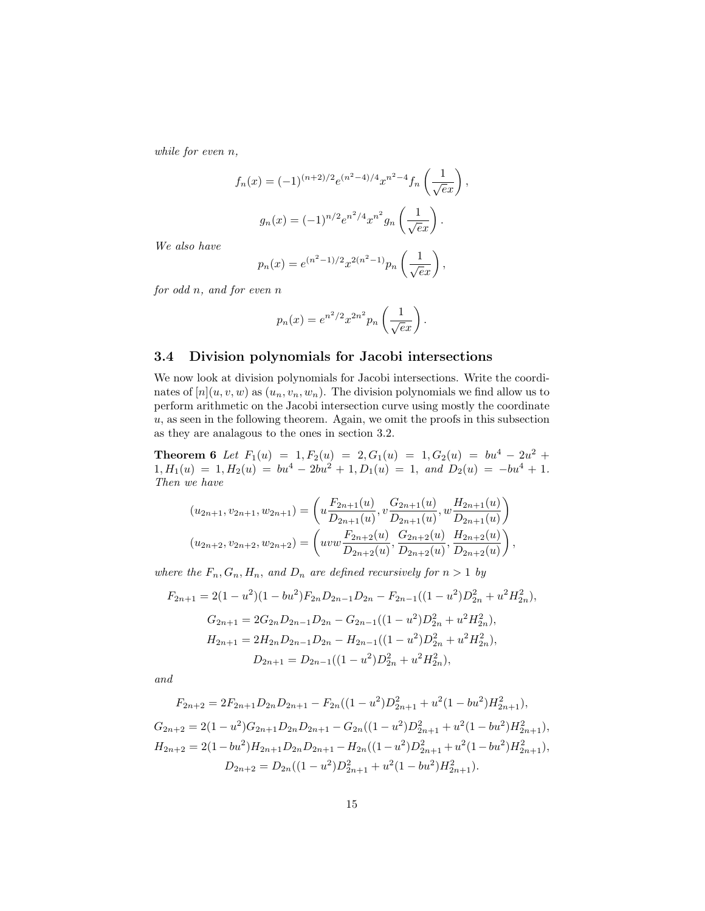*while for even* $n$,

$$f_n(x) = (-1)^{(n+2)/2} e^{(n^2-4)/4} x^{n^2-4} f_n\left(\frac{1}{\sqrt{e}x}\right),$$

$$g_n(x) = (-1)^{n/2} e^{n^2/4} x^{n^2} g_n\left(\frac{1}{\sqrt{e}x}\right).$$

*We also have*

$$p_n(x) = e^{(n^2-1)/2} x^{2(n^2-1)} p_n\left(\frac{1}{\sqrt{e}x}\right),$$

*for odd* $n$*, and for even* $n$

$$p_n(x) = e^{n^2/2} x^{2n^2} p_n\left(\frac{1}{\sqrt{e}x}\right).$$

## 3.4 Division polynomials for Jacobi intersections

We now look at division polynomials for Jacobi intersections. Write the coordinates of $[n](u, v, w)$ as $(u_n, v_n, w_n)$. The division polynomials we find allow us to perform arithmetic on the Jacobi intersection curve using mostly the coordinate $u$, as seen in the following theorem. Again, we omit the proofs in this subsection as they are analagous to the ones in section 3.2.

**Theorem 6** *Let* $F_1(u) = 1, F_2(u) = 2, G_1(u) = 1, G_2(u) = bu^4 - 2u^2 + 1, H_1(u) = 1, H_2(u) = bu^4 - 2bu^2 + 1, D_1(u) = 1,$ *and* $D_2(u) = -bu^4 + 1$*. Then we have*

$$(u_{2n+1}, v_{2n+1}, w_{2n+1}) = \left(u\frac{F_{2n+1}(u)}{D_{2n+1}(u)}, v\frac{G_{2n+1}(u)}{D_{2n+1}(u)}, w\frac{H_{2n+1}(u)}{D_{2n+1}(u)}\right)$$
$$(u_{2n+2}, v_{2n+2}, w_{2n+2}) = \left(uvw\frac{F_{2n+2}(u)}{D_{2n+2}(u)}, \frac{G_{2n+2}(u)}{D_{2n+2}(u)}, \frac{H_{2n+2}(u)}{D_{2n+2}(u)}\right),$$

*where the* $F_n, G_n, H_n,$ *and* $D_n$ *are defined recursively for* $n > 1$ *by*

$$F_{2n+1} = 2(1-u^2)(1-bu^2)F_{2n}D_{2n-1}D_{2n} - F_{2n-1}((1-u^2)D_{2n}^2 + u^2H_{2n}^2),$$
$$G_{2n+1} = 2G_{2n}D_{2n-1}D_{2n} - G_{2n-1}((1-u^2)D_{2n}^2 + u^2H_{2n}^2),$$
$$H_{2n+1} = 2H_{2n}D_{2n-1}D_{2n} - H_{2n-1}((1-u^2)D_{2n}^2 + u^2H_{2n}^2),$$
$$D_{2n+1} = D_{2n-1}((1-u^2)D_{2n}^2 + u^2H_{2n}^2),$$

*and*

$$F_{2n+2} = 2F_{2n+1}D_{2n}D_{2n+1} - F_{2n}((1-u^2)D_{2n+1}^2 + u^2(1-bu^2)H_{2n+1}^2),$$
$$G_{2n+2} = 2(1-u^2)G_{2n+1}D_{2n}D_{2n+1} - G_{2n}((1-u^2)D_{2n+1}^2 + u^2(1-bu^2)H_{2n+1}^2),$$
$$H_{2n+2} = 2(1-bu^2)H_{2n+1}D_{2n}D_{2n+1} - H_{2n}((1-u^2)D_{2n+1}^2 + u^2(1-bu^2)H_{2n+1}^2),$$
$$D_{2n+2} = D_{2n}((1-u^2)D_{2n+1}^2 + u^2(1-bu^2)H_{2n+1}^2).$$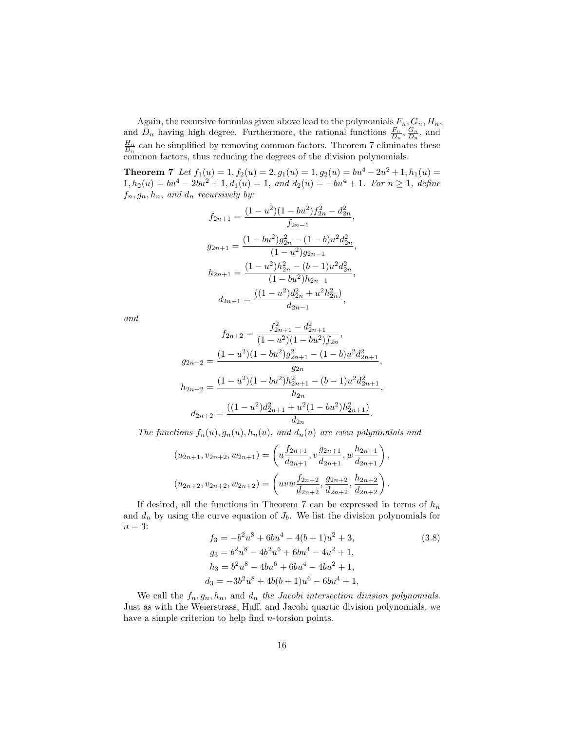Again, the recursive formulas given above lead to the polynomials $F_n, G_n, H_n$, and $D_n$ having high degree. Furthermore, the rational functions $\frac{F_n}{D_n}$, $\frac{G_n}{D_n}$, and $\frac{H_n}{D_n}$ can be simplified by removing common factors. Theorem 7 eliminates these common factors, thus reducing the degrees of the division polynomials.

**Theorem 7** *Let $f_1(u) = 1, f_2(u) = 2, g_1(u) = 1, g_2(u) = bu^4 - 2u^2 + 1, h_1(u) = 1, h_2(u) = bu^4 - 2bu^2 + 1, d_1(u) = 1$, and $d_2(u) = -bu^4 + 1$. For $n \geq 1$, define $f_n, g_n, h_n$, and $d_n$ recursively by:*

$$f_{2n+1} = \frac{(1-u^2)(1-bu^2)f_{2n}^2 - d_{2n}^2}{f_{2n-1}},$$

$$g_{2n+1} = \frac{(1-bu^2)g_{2n}^2 - (1-b)u^2 d_{2n}^2}{(1-u^2)g_{2n-1}},$$

$$h_{2n+1} = \frac{(1-u^2)h_{2n}^2 - (b-1)u^2 d_{2n}^2}{(1-bu^2)h_{2n-1}},$$

$$d_{2n+1} = \frac{((1-u^2)d_{2n}^2 + u^2 h_{2n}^2)}{d_{2n-1}},$$

*and*

$$f_{2n+2} = \frac{f_{2n+1}^2 - d_{2n+1}^2}{(1-u^2)(1-bu^2)f_{2n}},$$

$$g_{2n+2} = \frac{(1-u^2)(1-bu^2)g_{2n+1}^2 - (1-b)u^2 d_{2n+1}^2}{g_{2n}},$$

$$h_{2n+2} = \frac{(1-u^2)(1-bu^2)h_{2n+1}^2 - (b-1)u^2 d_{2n+1}^2}{h_{2n}},$$

$$d_{2n+2} = \frac{((1-u^2)d_{2n+1}^2 + u^2(1-bu^2)h_{2n+1}^2)}{d_{2n}}.$$

*The functions $f_n(u), g_n(u), h_n(u)$, and $d_n(u)$ are even polynomials and*

$$(u_{2n+1}, v_{2n+2}, w_{2n+1}) = \left( u\frac{f_{2n+1}}{d_{2n+1}}, v\frac{g_{2n+1}}{d_{2n+1}}, w\frac{h_{2n+1}}{d_{2n+1}} \right),$$

$$(u_{2n+2}, v_{2n+2}, w_{2n+2}) = \left( uvw\frac{f_{2n+2}}{d_{2n+2}}, \frac{g_{2n+2}}{d_{2n+2}}, \frac{h_{2n+2}}{d_{2n+2}} \right).$$

If desired, all the functions in Theorem 7 can be expressed in terms of $h_n$ and $d_n$ by using the curve equation of $J_b$. We list the division polynomials for $n = 3$:

$$\begin{aligned}
f_3 &= -b^2u^8 + 6bu^4 - 4(b+1)u^2 + 3, \\
g_3 &= b^2u^8 - 4b^2u^6 + 6bu^4 - 4u^2 + 1, \\
h_3 &= b^2u^8 - 4bu^6 + 6bu^4 - 4bu^2 + 1, \\
d_3 &= -3b^2u^8 + 4b(b+1)u^6 - 6bu^4 + 1,
\end{aligned} \tag{3.8}$$

We call the $f_n, g_n, h_n$, and $d_n$ *the Jacobi intersection division polynomials*. Just as with the Weierstrass, Huff, and Jacobi quartic division polynomials, we have a simple criterion to help find $n$-torsion points.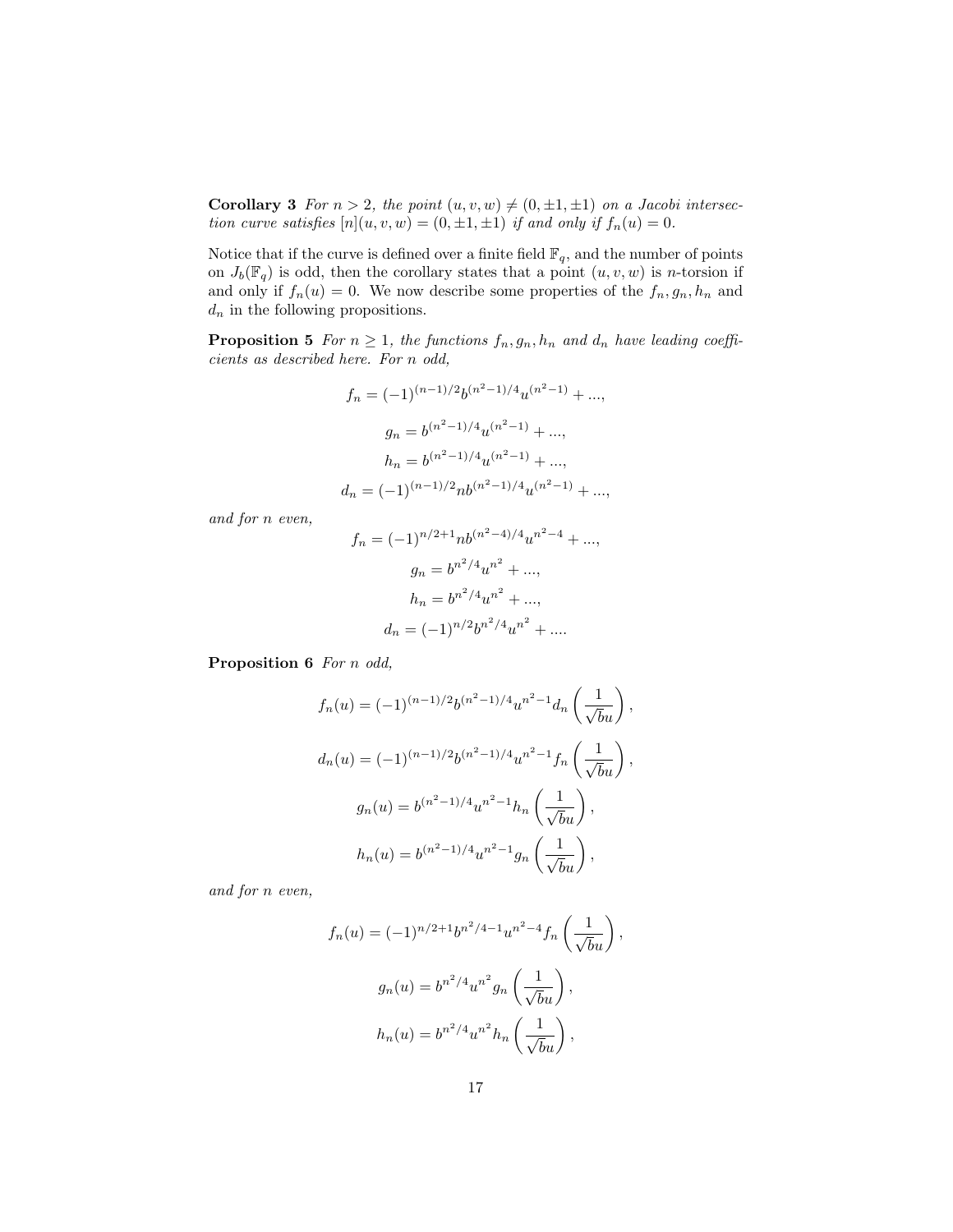**Corollary 3** *For $n > 2$, the point $(u, v, w) \neq (0, \pm 1, \pm 1)$ on a Jacobi intersection curve satisfies $[n](u, v, w) = (0, \pm 1, \pm 1)$ if and only if $f_n(u) = 0$.*

Notice that if the curve is defined over a finite field $\mathbb{F}_q$, and the number of points on $J_b(\mathbb{F}_q)$ is odd, then the corollary states that a point $(u, v, w)$ is $n$-torsion if and only if $f_n(u) = 0$. We now describe some properties of the $f_n, g_n, h_n$ and $d_n$ in the following propositions.

**Proposition 5** *For $n \geq 1$, the functions $f_n, g_n, h_n$ and $d_n$ have leading coefficients as described here. For $n$ odd,*

$$f_n = (-1)^{(n-1)/2} b^{(n^2-1)/4} u^{(n^2-1)} + ...,$$

$$g_n = b^{(n^2-1)/4} u^{(n^2-1)} + ...,$$

$$h_n = b^{(n^2-1)/4} u^{(n^2-1)} + ...,$$

$$d_n = (-1)^{(n-1)/2} n b^{(n^2-1)/4} u^{(n^2-1)} + ...,$$

*and for $n$ even,*

$$f_n = (-1)^{n/2+1} n b^{(n^2-4)/4} u^{n^2-4} + ...,$$

$$g_n = b^{n^2/4} u^{n^2} + ...,$$

$$h_n = b^{n^2/4} u^{n^2} + ...,$$

$$d_n = (-1)^{n/2} b^{n^2/4} u^{n^2} + ....$$

**Proposition 6** *For $n$ odd,*

$$f_n(u) = (-1)^{(n-1)/2} b^{(n^2-1)/4} u^{n^2-1} d_n\left(\frac{1}{\sqrt{b}u}\right),$$

$$d_n(u) = (-1)^{(n-1)/2} b^{(n^2-1)/4} u^{n^2-1} f_n\left(\frac{1}{\sqrt{b}u}\right),$$

$$g_n(u) = b^{(n^2-1)/4} u^{n^2-1} h_n\left(\frac{1}{\sqrt{b}u}\right),$$

$$h_n(u) = b^{(n^2-1)/4} u^{n^2-1} g_n\left(\frac{1}{\sqrt{b}u}\right),$$

*and for $n$ even,*

$$f_n(u) = (-1)^{n/2+1} b^{n^2/4-1} u^{n^2-4} f_n\left(\frac{1}{\sqrt{b}u}\right),$$

$$g_n(u) = b^{n^2/4} u^{n^2} g_n\left(\frac{1}{\sqrt{b}u}\right),$$

$$h_n(u) = b^{n^2/4} u^{n^2} h_n\left(\frac{1}{\sqrt{b}u}\right),$$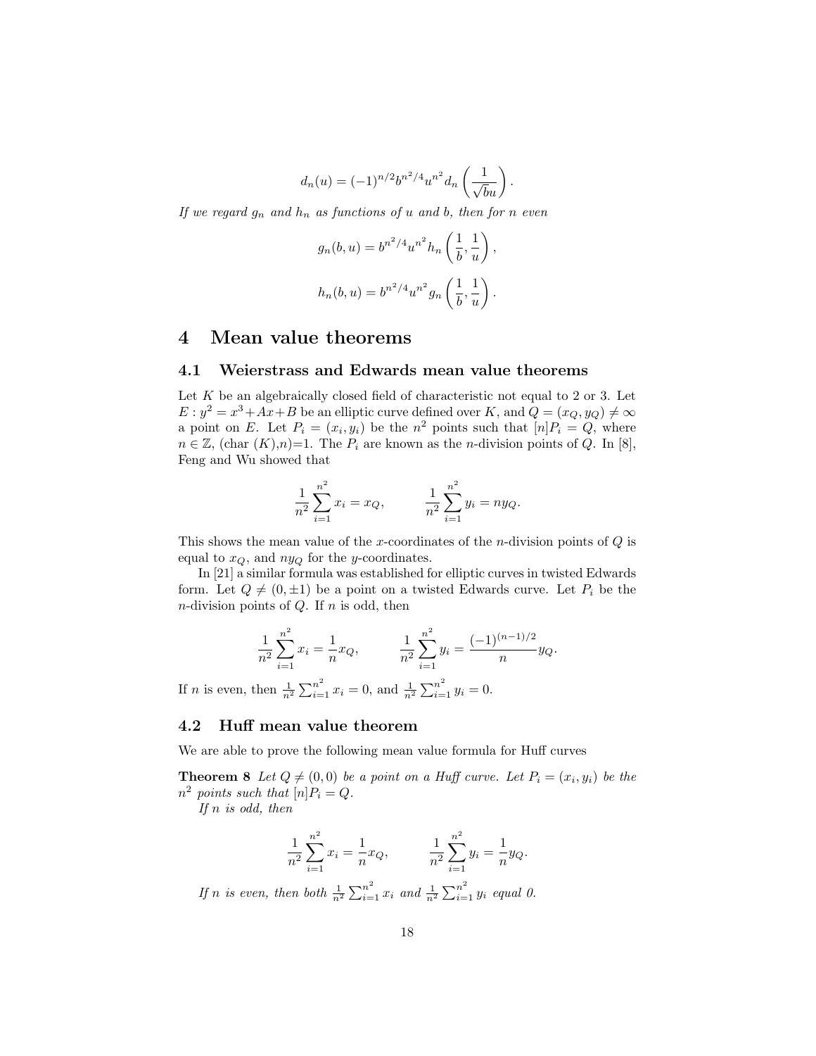$$d_n(u) = (-1)^{n/2} b^{n^2/4} u^{n^2} d_n\left(\frac{1}{\sqrt{b}u}\right).$$

*If we regard $g_n$ and $h_n$ as functions of $u$ and $b$, then for $n$ even*

$$g_n(b,u) = b^{n^2/4} u^{n^2} h_n\left(\frac{1}{b}, \frac{1}{u}\right),$$

$$h_n(b,u) = b^{n^2/4} u^{n^2} g_n\left(\frac{1}{b}, \frac{1}{u}\right).$$

# 4 Mean value theorems

## 4.1 Weierstrass and Edwards mean value theorems

Let $K$ be an algebraically closed field of characteristic not equal to 2 or 3. Let $E : y^2 = x^3 + Ax + B$ be an elliptic curve defined over $K$, and $Q = (x_Q, y_Q) \neq \infty$ a point on $E$. Let $P_i = (x_i, y_i)$ be the $n^2$ points such that $[n]P_i = Q$, where $n \in \mathbb{Z}$, (char $(K)$,$n$)=1. The $P_i$ are known as the $n$-division points of $Q$. In [8], Feng and Wu showed that

$$\frac{1}{n^2}\sum_{i=1}^{n^2} x_i = x_Q, \qquad \frac{1}{n^2}\sum_{i=1}^{n^2} y_i = n y_Q.$$

This shows the mean value of the $x$-coordinates of the $n$-division points of $Q$ is equal to $x_Q$, and $ny_Q$ for the $y$-coordinates.

In [21] a similar formula was established for elliptic curves in twisted Edwards form. Let $Q \neq (0, \pm 1)$ be a point on a twisted Edwards curve. Let $P_i$ be the $n$-division points of $Q$. If $n$ is odd, then

$$\frac{1}{n^2}\sum_{i=1}^{n^2} x_i = \frac{1}{n} x_Q, \qquad \frac{1}{n^2}\sum_{i=1}^{n^2} y_i = \frac{(-1)^{(n-1)/2}}{n} y_Q.$$

If $n$ is even, then $\frac{1}{n^2}\sum_{i=1}^{n^2} x_i = 0$, and $\frac{1}{n^2}\sum_{i=1}^{n^2} y_i = 0$.

## 4.2 Huff mean value theorem

We are able to prove the following mean value formula for Huff curves

**Theorem 8** *Let $Q \neq (0,0)$ be a point on a Huff curve. Let $P_i = (x_i, y_i)$ be the $n^2$ points such that $[n]P_i = Q$.*

*If $n$ is odd, then*

$$\frac{1}{n^2}\sum_{i=1}^{n^2} x_i = \frac{1}{n} x_Q, \qquad \frac{1}{n^2}\sum_{i=1}^{n^2} y_i = \frac{1}{n} y_Q.$$

*If $n$ is even, then both $\frac{1}{n^2}\sum_{i=1}^{n^2} x_i$ and $\frac{1}{n^2}\sum_{i=1}^{n^2} y_i$ equal 0.*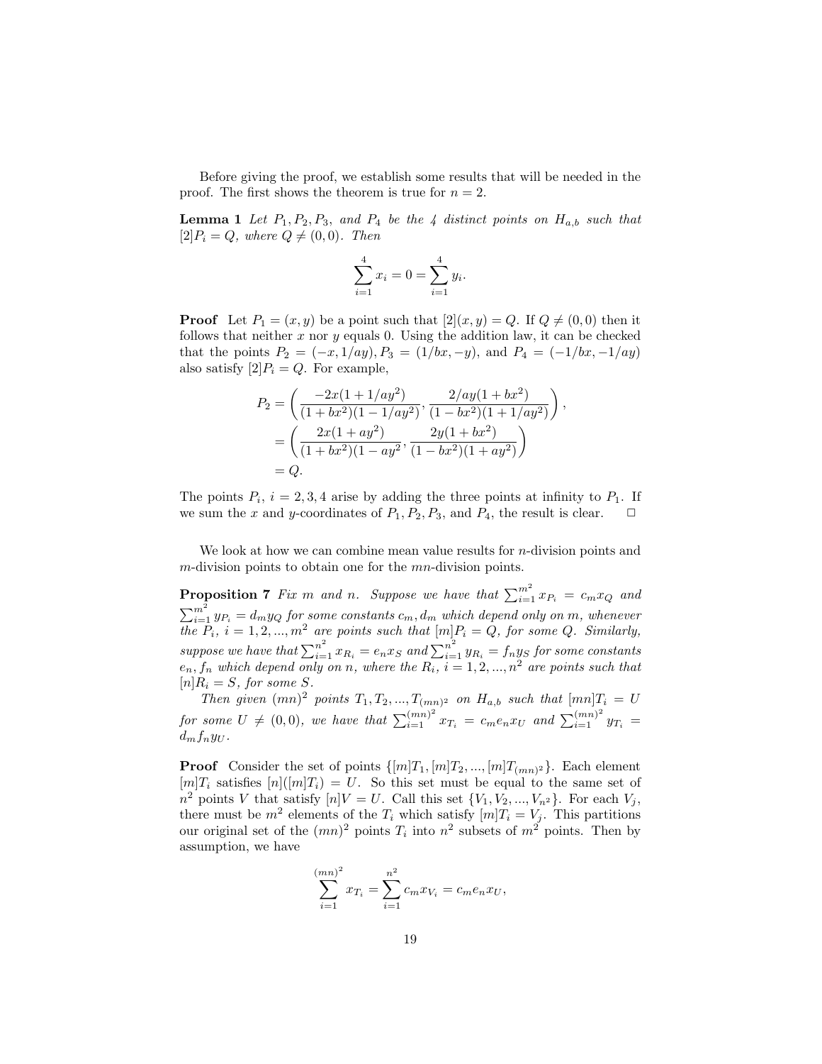Before giving the proof, we establish some results that will be needed in the proof. The first shows the theorem is true for $n = 2$.

**Lemma 1** *Let $P_1, P_2, P_3$, and $P_4$ be the 4 distinct points on $H_{a,b}$ such that $[2]P_i = Q$, where $Q \neq (0, 0)$. Then*

$$\sum_{i=1}^{4} x_i = 0 = \sum_{i=1}^{4} y_i.$$

**Proof** Let $P_1 = (x, y)$ be a point such that $[2](x, y) = Q$. If $Q \neq (0, 0)$ then it follows that neither $x$ nor $y$ equals 0. Using the addition law, it can be checked that the points $P_2 = (-x, 1/ay), P_3 = (1/bx, -y)$, and $P_4 = (-1/bx, -1/ay)$ also satisfy $[2]P_i = Q$. For example,

$$\begin{aligned} P_2 &= \left( \frac{-2x(1 + 1/ay^2)}{(1 + bx^2)(1 - 1/ay^2)}, \frac{2/ay(1 + bx^2)}{(1 - bx^2)(1 + 1/ay^2)} \right), \\ &= \left( \frac{2x(1 + ay^2)}{(1 + bx^2)(1 - ay^2}, \frac{2y(1 + bx^2)}{(1 - bx^2)(1 + ay^2)} \right) \\ &= Q. \end{aligned}$$

The points $P_i$, $i = 2, 3, 4$ arise by adding the three points at infinity to $P_1$. If we sum the $x$ and $y$-coordinates of $P_1, P_2, P_3$, and $P_4$, the result is clear. □

We look at how we can combine mean value results for $n$-division points and $m$-division points to obtain one for the $mn$-division points.

**Proposition 7** *Fix $m$ and $n$. Suppose we have that $\sum_{i=1}^{m^2} x_{P_i} = c_m x_Q$ and $\sum_{i=1}^{m^2} y_{P_i} = d_m y_Q$ for some constants $c_m, d_m$ which depend only on $m$, whenever the $P_i$, $i = 1, 2, ..., m^2$ are points such that $[m]P_i = Q$, for some $Q$. Similarly, suppose we have that $\sum_{i=1}^{n^2} x_{R_i} = e_n x_S$ and $\sum_{i=1}^{n^2} y_{R_i} = f_n y_S$ for some constants $e_n, f_n$ which depend only on $n$, where the $R_i$, $i = 1, 2, ..., n^2$ are points such that $[n]R_i = S$, for some $S$.*

*Then given $(mn)^2$ points $T_1, T_2, ..., T_{(mn)^2}$ on $H_{a,b}$ such that $[mn]T_i = U$ for some $U \neq (0, 0)$, we have that $\sum_{i=1}^{(mn)^2} x_{T_i} = c_m e_n x_U$ and $\sum_{i=1}^{(mn)^2} y_{T_i} = d_m f_n y_U$.*

**Proof** Consider the set of points $\{[m]T_1, [m]T_2, ..., [m]T_{(mn)^2}\}$. Each element $[m]T_i$ satisfies $[n]([m]T_i) = U$. So this set must be equal to the same set of $n^2$ points $V$ that satisfy $[n]V = U$. Call this set $\{V_1, V_2, ..., V_{n^2}\}$. For each $V_j$, there must be $m^2$ elements of the $T_i$ which satisfy $[m]T_i = V_j$. This partitions our original set of the $(mn)^2$ points $T_i$ into $n^2$ subsets of $m^2$ points. Then by assumption, we have

$$\sum_{i=1}^{(mn)^2} x_{T_i} = \sum_{i=1}^{n^2} c_m x_{V_i} = c_m e_n x_U,$$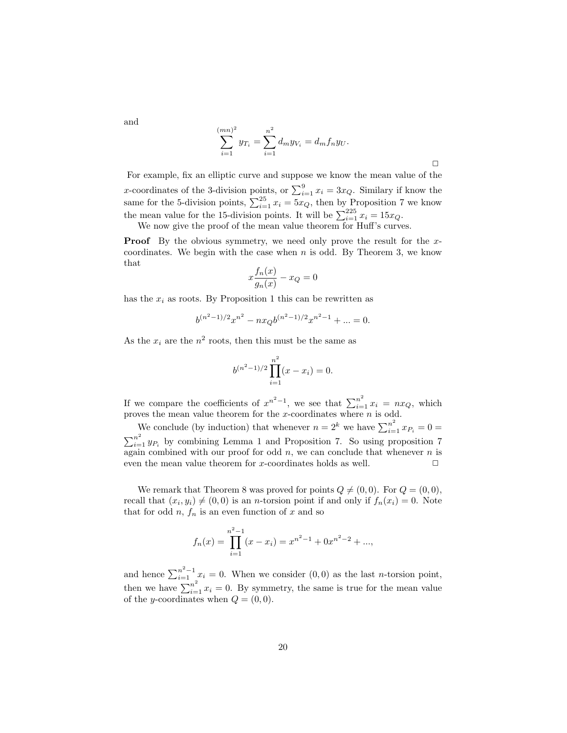and

$$\sum_{i=1}^{(mn)^2} y_{T_i} = \sum_{i=1}^{n^2} d_m y_{V_i} = d_m f_n y_U.$$

□

For example, fix an elliptic curve and suppose we know the mean value of the $x$-coordinates of the 3-division points, or $\sum_{i=1}^{9} x_i = 3x_Q$. Similary if know the same for the 5-division points, $\sum_{i=1}^{25} x_i = 5x_Q$, then by Proposition 7 we know the mean value for the 15-division points. It will be $\sum_{i=1}^{225} x_i = 15x_Q$.

We now give the proof of the mean value theorem for Huff's curves.

**Proof** By the obvious symmetry, we need only prove the result for the $x$-coordinates. We begin with the case when $n$ is odd. By Theorem 3, we know that

$$x\frac{f_n(x)}{g_n(x)} - x_Q = 0$$

has the $x_i$ as roots. By Proposition 1 this can be rewritten as

$$b^{(n^2-1)/2}x^{n^2} - nx_Q b^{(n^2-1)/2}x^{n^2-1} + ... = 0.$$

As the $x_i$ are the $n^2$ roots, then this must be the same as

$$b^{(n^2-1)/2}\prod_{i=1}^{n^2}(x - x_i) = 0.$$

If we compare the coefficients of $x^{n^2-1}$, we see that $\sum_{i=1}^{n^2} x_i = nx_Q$, which proves the mean value theorem for the $x$-coordinates where $n$ is odd.

We conclude (by induction) that whenever $n = 2^k$ we have $\sum_{i=1}^{n^2} x_{P_i} = 0 = \sum_{i=1}^{n^2} y_{P_i}$ by combining Lemma 1 and Proposition 7. So using proposition 7 again combined with our proof for odd $n$, we can conclude that whenever $n$ is even the mean value theorem for $x$-coordinates holds as well. □

We remark that Theorem 8 was proved for points $Q \neq (0,0)$. For $Q = (0,0)$, recall that $(x_i, y_i) \neq (0,0)$ is an $n$-torsion point if and only if $f_n(x_i) = 0$. Note that for odd $n$, $f_n$ is an even function of $x$ and so

$$f_n(x) = \prod_{i=1}^{n^2-1}(x - x_i) = x^{n^2-1} + 0x^{n^2-2} + ...,$$

and hence $\sum_{i=1}^{n^2-1} x_i = 0$. When we consider $(0,0)$ as the last $n$-torsion point, then we have $\sum_{i=1}^{n^2} x_i = 0$. By symmetry, the same is true for the mean value of the $y$-coordinates when $Q = (0,0)$.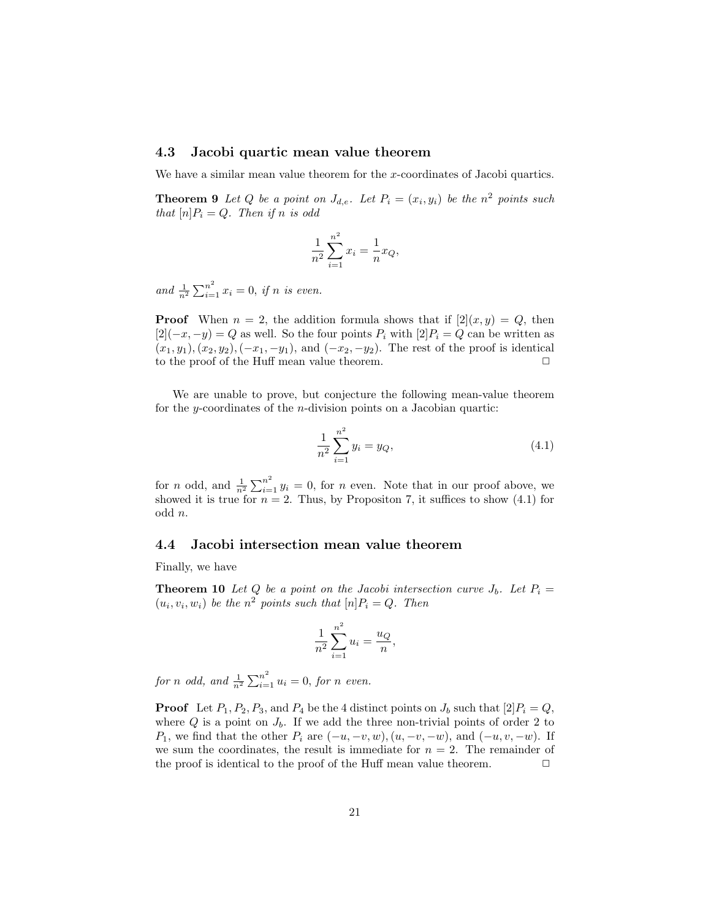### 4.3 Jacobi quartic mean value theorem

We have a similar mean value theorem for the $x$-coordinates of Jacobi quartics.

**Theorem 9** *Let $Q$ be a point on $J_{d,e}$. Let $P_i = (x_i, y_i)$ be the $n^2$ points such that $[n]P_i = Q$. Then if $n$ is odd*

$$\frac{1}{n^2}\sum_{i=1}^{n^2} x_i = \frac{1}{n} x_Q,$$

*and $\frac{1}{n^2}\sum_{i=1}^{n^2} x_i = 0$, if $n$ is even.*

**Proof** When $n = 2$, the addition formula shows that if $[2](x, y) = Q$, then $[2](-x, -y) = Q$ as well. So the four points $P_i$ with $[2]P_i = Q$ can be written as $(x_1, y_1), (x_2, y_2), (-x_1, -y_1)$, and $(-x_2, -y_2)$. The rest of the proof is identical to the proof of the Huff mean value theorem. $\square$

We are unable to prove, but conjecture the following mean-value theorem for the $y$-coordinates of the $n$-division points on a Jacobian quartic:

$$\frac{1}{n^2}\sum_{i=1}^{n^2} y_i = y_Q, \tag{4.1}$$

for $n$ odd, and $\frac{1}{n^2}\sum_{i=1}^{n^2} y_i = 0$, for $n$ even. Note that in our proof above, we showed it is true for $n = 2$. Thus, by Propositon 7, it suffices to show (4.1) for odd $n$.

### 4.4 Jacobi intersection mean value theorem

Finally, we have

**Theorem 10** *Let $Q$ be a point on the Jacobi intersection curve $J_b$. Let $P_i = (u_i, v_i, w_i)$ be the $n^2$ points such that $[n]P_i = Q$. Then*

$$\frac{1}{n^2}\sum_{i=1}^{n^2} u_i = \frac{u_Q}{n},$$

*for $n$ odd, and $\frac{1}{n^2}\sum_{i=1}^{n^2} u_i = 0$, for $n$ even.*

**Proof** Let $P_1, P_2, P_3$, and $P_4$ be the 4 distinct points on $J_b$ such that $[2]P_i = Q$, where $Q$ is a point on $J_b$. If we add the three non-trivial points of order 2 to $P_1$, we find that the other $P_i$ are $(-u, -v, w), (u, -v, -w)$, and $(-u, v, -w)$. If we sum the coordinates, the result is immediate for $n = 2$. The remainder of the proof is identical to the proof of the Huff mean value theorem. $\square$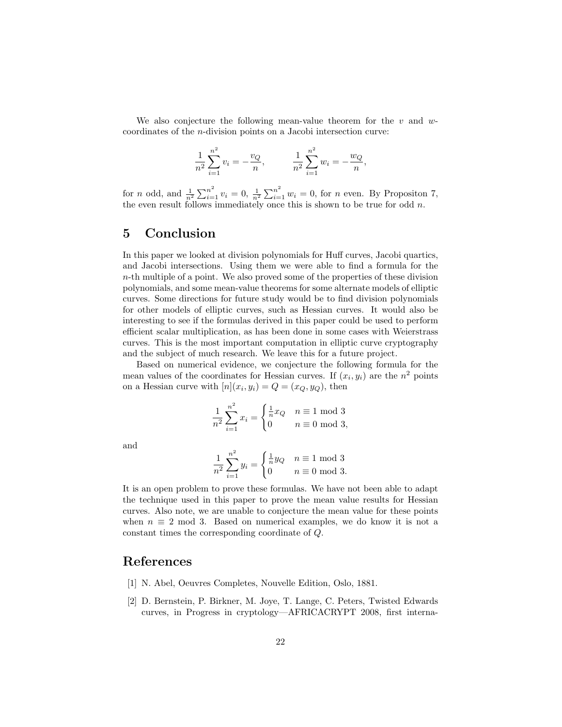We also conjecture the following mean-value theorem for the $v$ and $w$-coordinates of the $n$-division points on a Jacobi intersection curve:

$$
\frac{1}{n^2}\sum_{i=1}^{n^2} v_i = -\frac{v_Q}{n}, \qquad \frac{1}{n^2}\sum_{i=1}^{n^2} w_i = -\frac{w_Q}{n},
$$

for $n$ odd, and $\frac{1}{n^2}\sum_{i=1}^{n^2} v_i = 0$, $\frac{1}{n^2}\sum_{i=1}^{n^2} w_i = 0$, for $n$ even. By Propositon 7, the even result follows immediately once this is shown to be true for odd $n$.

## 5 Conclusion

In this paper we looked at division polynomials for Huff curves, Jacobi quartics, and Jacobi intersections. Using them we were able to find a formula for the $n$-th multiple of a point. We also proved some of the properties of these division polynomials, and some mean-value theorems for some alternate models of elliptic curves. Some directions for future study would be to find division polynomials for other models of elliptic curves, such as Hessian curves. It would also be interesting to see if the formulas derived in this paper could be used to perform efficient scalar multiplication, as has been done in some cases with Weierstrass curves. This is the most important computation in elliptic curve cryptography and the subject of much research. We leave this for a future project.

Based on numerical evidence, we conjecture the following formula for the mean values of the coordinates for Hessian curves. If $(x_i, y_i)$ are the $n^2$ points on a Hessian curve with $[n](x_i, y_i) = Q = (x_Q, y_Q)$, then

$$
\frac{1}{n^2}\sum_{i=1}^{n^2} x_i = \begin{cases} \frac{1}{n}x_Q & n \equiv 1 \bmod 3 \\ 0 & n \equiv 0 \bmod 3, \end{cases}
$$

and

$$
\frac{1}{n^2}\sum_{i=1}^{n^2} y_i = \begin{cases} \frac{1}{n}y_Q & n \equiv 1 \bmod 3 \\ 0 & n \equiv 0 \bmod 3. \end{cases}
$$

It is an open problem to prove these formulas. We have not been able to adapt the technique used in this paper to prove the mean value results for Hessian curves. Also note, we are unable to conjecture the mean value for these points when $n \equiv 2 \bmod 3$. Based on numerical examples, we do know it is not a constant times the corresponding coordinate of $Q$.

## References

[1] N. Abel, Oeuvres Completes, Nouvelle Edition, Oslo, 1881.

[2] D. Bernstein, P. Birkner, M. Joye, T. Lange, C. Peters, Twisted Edwards curves, in Progress in cryptology—AFRICACRYPT 2008, first interna-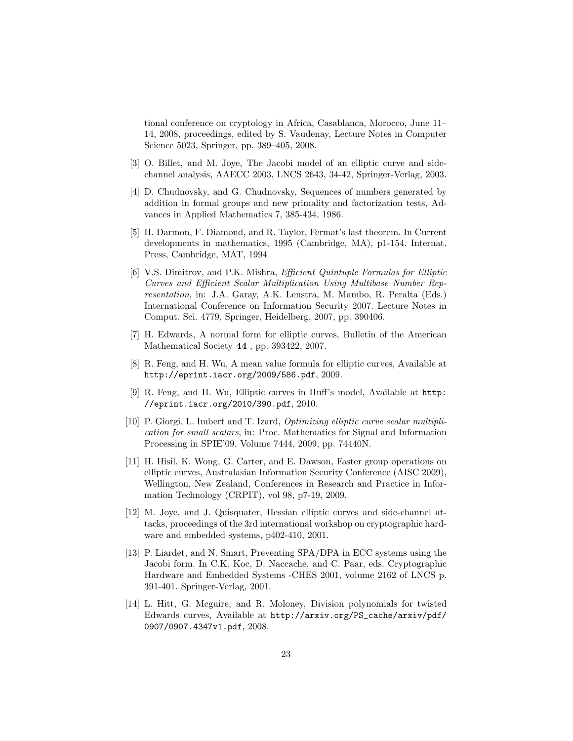tional conference on cryptology in Africa, Casablanca, Morocco, June 11–14, 2008, proceedings, edited by S. Vaudenay, Lecture Notes in Computer Science 5023, Springer, pp. 389–405, 2008.

[3] O. Billet, and M. Joye, The Jacobi model of an elliptic curve and side-channel analysis, AAECC 2003, LNCS 2643, 34-42, Springer-Verlag, 2003.

[4] D. Chudnovsky, and G. Chudnovsky, Sequences of numbers generated by addition in formal groups and new primality and factorization tests, Advances in Applied Mathematics 7, 385-434, 1986.

[5] H. Darmon, F. Diamond, and R. Taylor, Fermat's last theorem. In Current developments in mathematics, 1995 (Cambridge, MA), p1-154. Internat. Press, Cambridge, MAT, 1994

[6] V.S. Dimitrov, and P.K. Mishra, *Efficient Quintuple Formulas for Elliptic Curves and Efficient Scalar Multiplication Using Multibase Number Representation*, in: J.A. Garay, A.K. Lenstra, M. Mambo, R. Peralta (Eds.) International Conference on Information Security 2007. Lecture Notes in Comput. Sci. 4779, Springer, Heidelberg, 2007, pp. 390406.

[7] H. Edwards, A normal form for elliptic curves, Bulletin of the American Mathematical Society **44** , pp. 393422, 2007.

[8] R. Feng, and H. Wu, A mean value formula for elliptic curves, Available at `http://eprint.iacr.org/2009/586.pdf`, 2009.

[9] R. Feng, and H. Wu, Elliptic curves in Huff's model, Available at `http://eprint.iacr.org/2010/390.pdf`, 2010.

[10] P. Giorgi, L. Imbert and T. Izard, *Optimizing elliptic curve scalar multiplication for small scalars*, in: Proc. Mathematics for Signal and Information Processing in SPIE'09, Volume 7444, 2009, pp. 74440N.

[11] H. Hisil, K. Wong, G. Carter, and E. Dawson, Faster group operations on elliptic curves, Australasian Information Security Conference (AISC 2009), Wellington, New Zealand, Conferences in Research and Practice in Information Technology (CRPIT), vol 98, p7-19, 2009.

[12] M. Joye, and J. Quisquater, Hessian elliptic curves and side-channel attacks, proceedings of the 3rd international workshop on cryptographic hardware and embedded systems, p402-410, 2001.

[13] P. Liardet, and N. Smart, Preventing SPA/DPA in ECC systems using the Jacobi form. In C.K. Koc, D. Naccache, and C. Paar, eds. Cryptographic Hardware and Embedded Systems -CHES 2001, volume 2162 of LNCS p. 391-401. Springer-Verlag, 2001.

[14] L. Hitt, G. Mcguire, and R. Moloney, Division polynomials for twisted Edwards curves, Available at `http://arxiv.org/PS_cache/arxiv/pdf/0907/0907.4347v1.pdf`, 2008.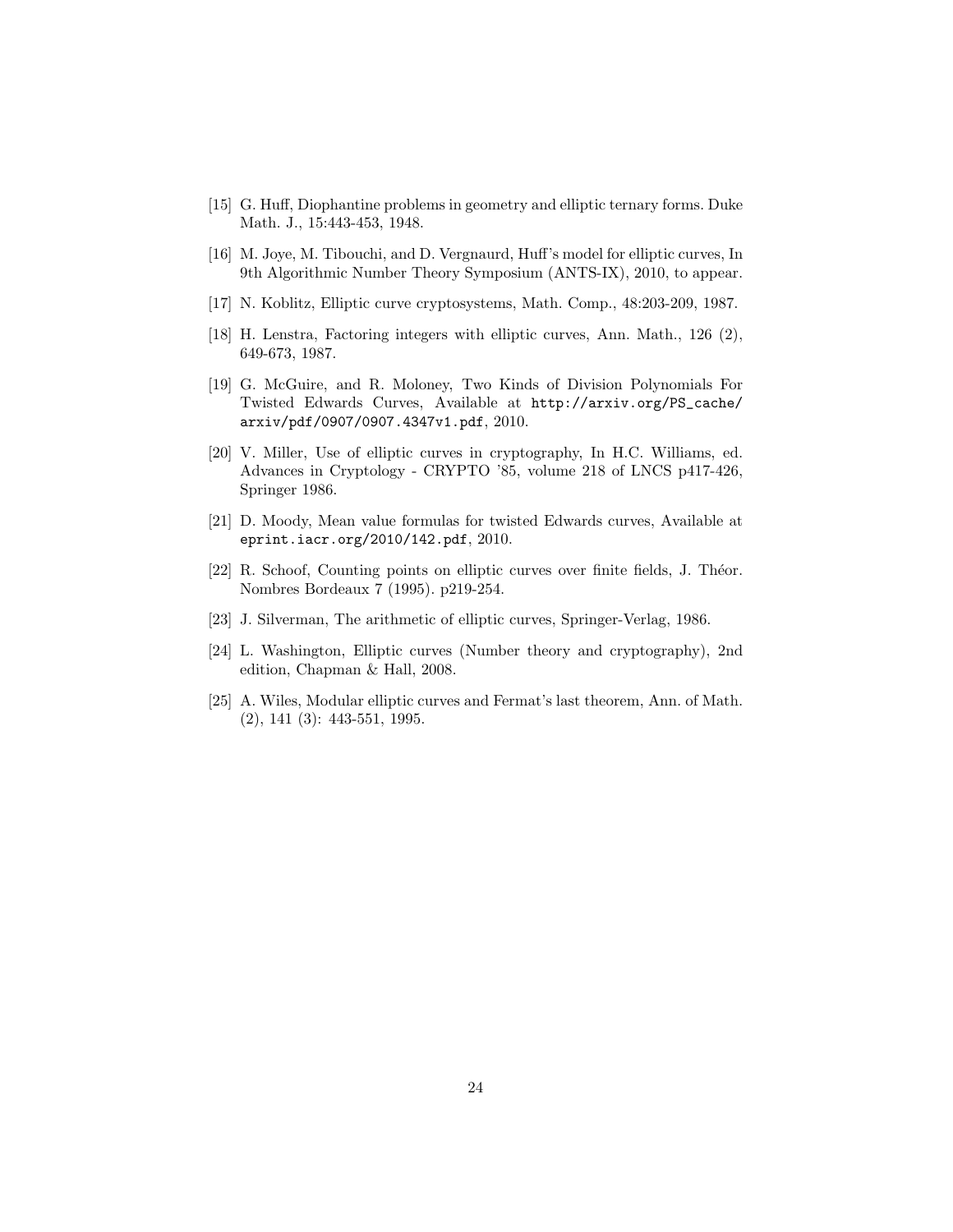[15] G. Huff, Diophantine problems in geometry and elliptic ternary forms. Duke Math. J., 15:443-453, 1948.

[16] M. Joye, M. Tibouchi, and D. Vergnaurd, Huff's model for elliptic curves, In 9th Algorithmic Number Theory Symposium (ANTS-IX), 2010, to appear.

[17] N. Koblitz, Elliptic curve cryptosystems, Math. Comp., 48:203-209, 1987.

[18] H. Lenstra, Factoring integers with elliptic curves, Ann. Math., 126 (2), 649-673, 1987.

[19] G. McGuire, and R. Moloney, Two Kinds of Division Polynomials For Twisted Edwards Curves, Available at `http://arxiv.org/PS_cache/arxiv/pdf/0907/0907.4347v1.pdf`, 2010.

[20] V. Miller, Use of elliptic curves in cryptography, In H.C. Williams, ed. Advances in Cryptology - CRYPTO '85, volume 218 of LNCS p417-426, Springer 1986.

[21] D. Moody, Mean value formulas for twisted Edwards curves, Available at `eprint.iacr.org/2010/142.pdf`, 2010.

[22] R. Schoof, Counting points on elliptic curves over finite fields, J. Théor. Nombres Bordeaux 7 (1995). p219-254.

[23] J. Silverman, The arithmetic of elliptic curves, Springer-Verlag, 1986.

[24] L. Washington, Elliptic curves (Number theory and cryptography), 2nd edition, Chapman & Hall, 2008.

[25] A. Wiles, Modular elliptic curves and Fermat's last theorem, Ann. of Math. (2), 141 (3): 443-551, 1995.